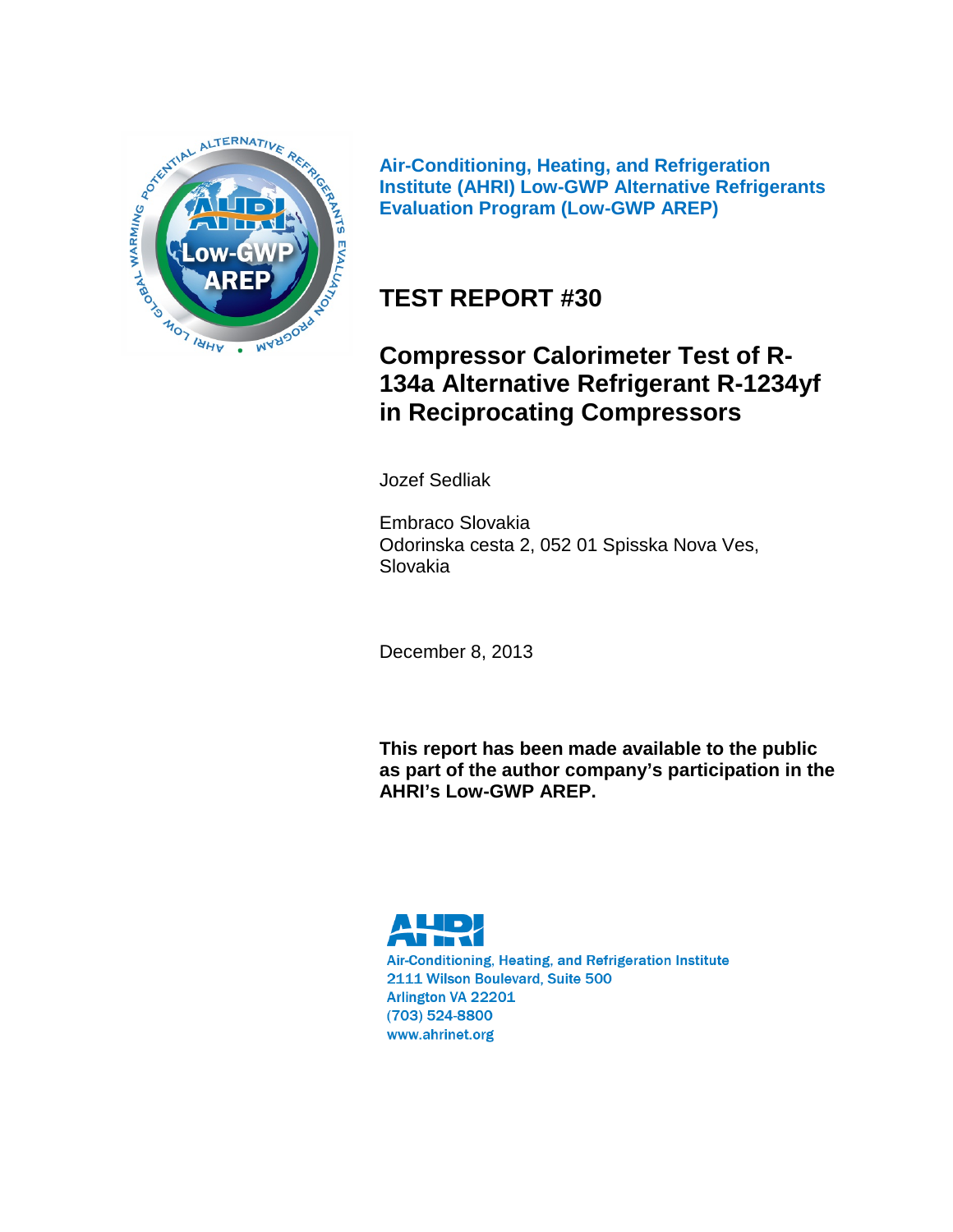**Air-Conditioning, Heating, and Refrigeration Institute (AHRI) Low-GWP Alternative Refrigerants Evaluation Program (Low-GWP AREP)**

# TEST REPORT #30

# Compressor Calorimeter Test of R-134a Alternative Refrigerant R-1234yf in Reciprocating Compressors

Jozef Sedliak

Embraco Slovakia
Odorinska cesta 2, 052 01 Spisska Nova Ves,
Slovakia

December 8, 2013

**This report has been made available to the public as part of the author company's participation in the AHRI's Low-GWP AREP.**

Air-Conditioning, Heating, and Refrigeration Institute
2111 Wilson Boulevard, Suite 500
Arlington VA 22201
(703) 524-8800
www.ahrinet.org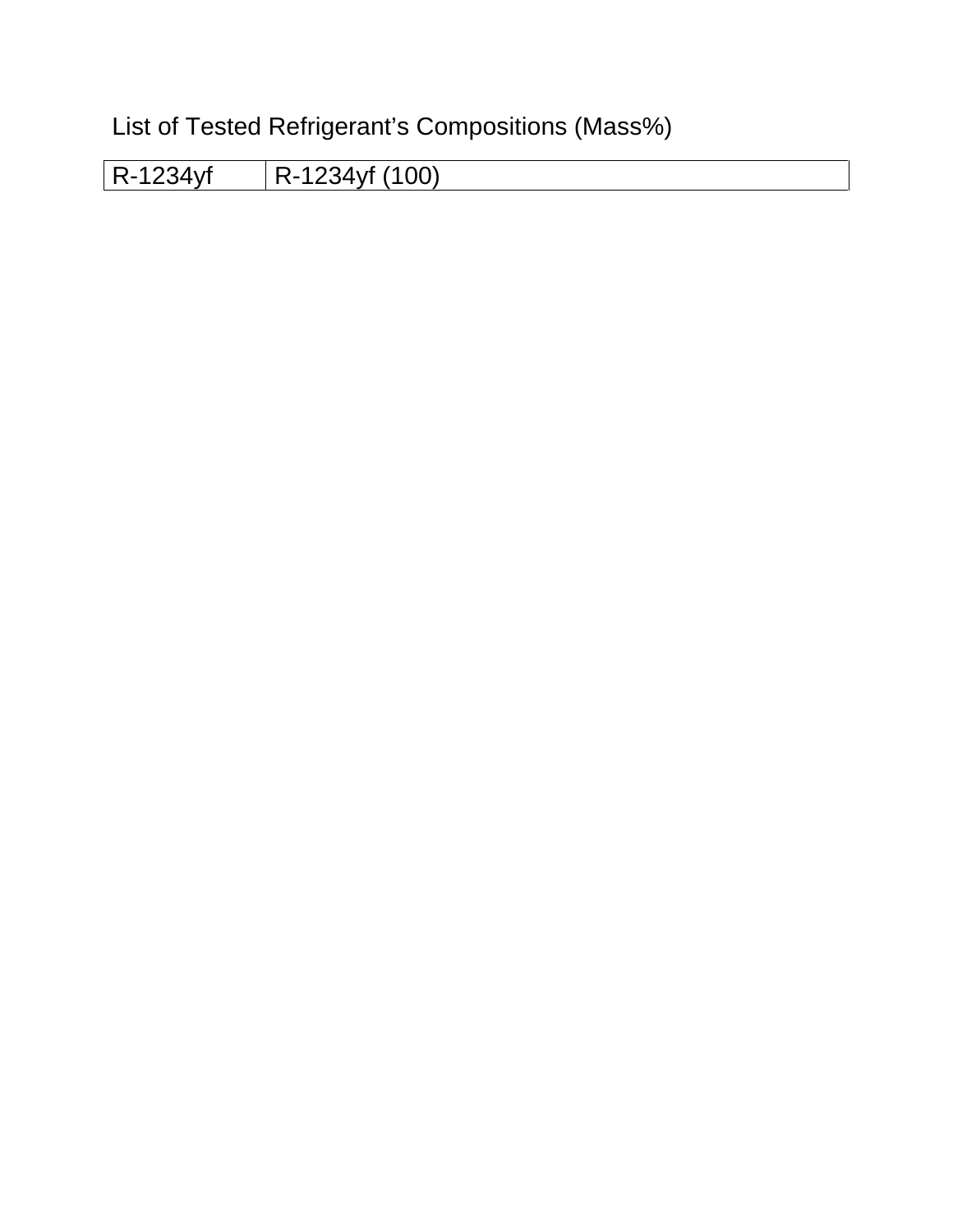List of Tested Refrigerant’s Compositions (Mass%)

| R-1234yf | R-1234yf (100) |
|---|---|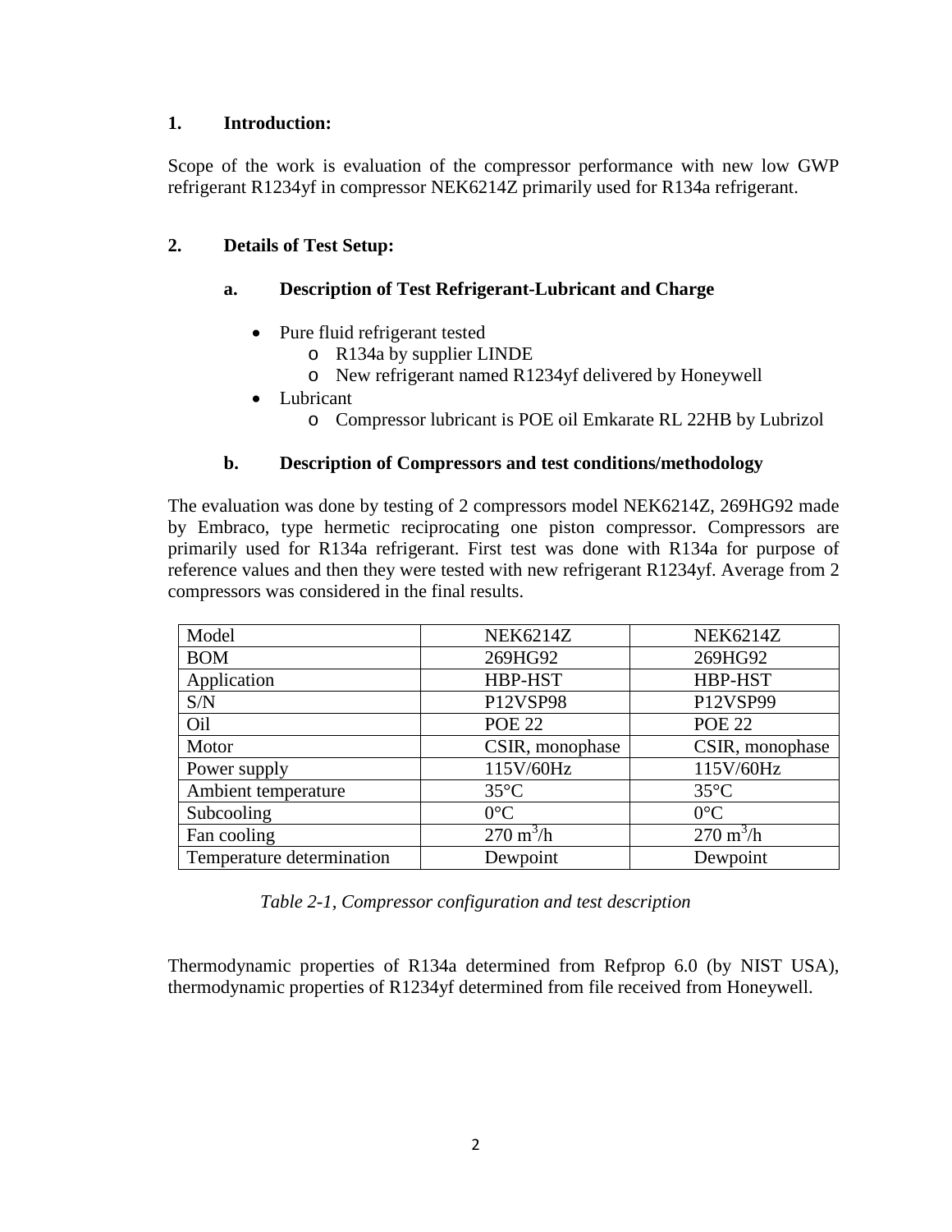## 1. Introduction:

Scope of the work is evaluation of the compressor performance with new low GWP refrigerant R1234yf in compressor NEK6214Z primarily used for R134a refrigerant.

## 2. Details of Test Setup:

### a. Description of Test Refrigerant-Lubricant and Charge

- Pure fluid refrigerant tested
  - R134a by supplier LINDE
  - New refrigerant named R1234yf delivered by Honeywell
- Lubricant
  - Compressor lubricant is POE oil Emkarate RL 22HB by Lubrizol

### b. Description of Compressors and test conditions/methodology

The evaluation was done by testing of 2 compressors model NEK6214Z, 269HG92 made by Embraco, type hermetic reciprocating one piston compressor. Compressors are primarily used for R134a refrigerant. First test was done with R134a for purpose of reference values and then they were tested with new refrigerant R1234yf. Average from 2 compressors was considered in the final results.

| Model | NEK6214Z | NEK6214Z |
|---|---|---|
| BOM | 269HG92 | 269HG92 |
| Application | HBP-HST | HBP-HST |
| S/N | P12VSP98 | P12VSP99 |
| Oil | POE 22 | POE 22 |
| Motor | CSIR, monophase | CSIR, monophase |
| Power supply | 115V/60Hz | 115V/60Hz |
| Ambient temperature | 35°C | 35°C |
| Subcooling | 0°C | 0°C |
| Fan cooling | 270 $m^3/h$ | 270 $m^3/h$ |
| Temperature determination | Dewpoint | Dewpoint |

*Table 2-1, Compressor configuration and test description*

Thermodynamic properties of R134a determined from Refprop 6.0 (by NIST USA), thermodynamic properties of R1234yf determined from file received from Honeywell.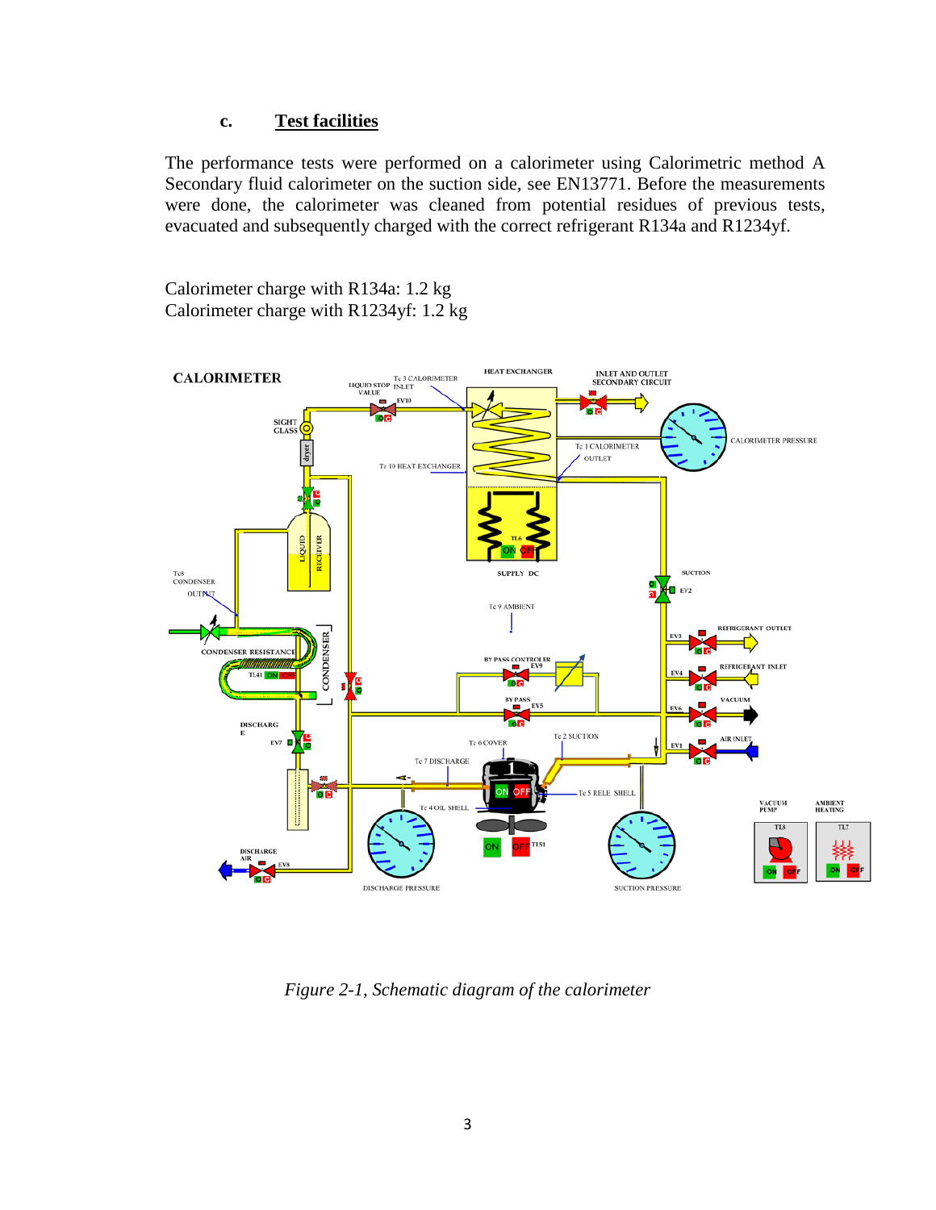### c. Test facilities

The performance tests were performed on a calorimeter using Calorimetric method A Secondary fluid calorimeter on the suction side, see EN13771. Before the measurements were done, the calorimeter was cleaned from potential residues of previous tests, evacuated and subsequently charged with the correct refrigerant R134a and R1234yf.

Calorimeter charge with R134a: 1.2 kg
Calorimeter charge with R1234yf: 1.2 kg

*Figure 2-1, Schematic diagram of the calorimeter*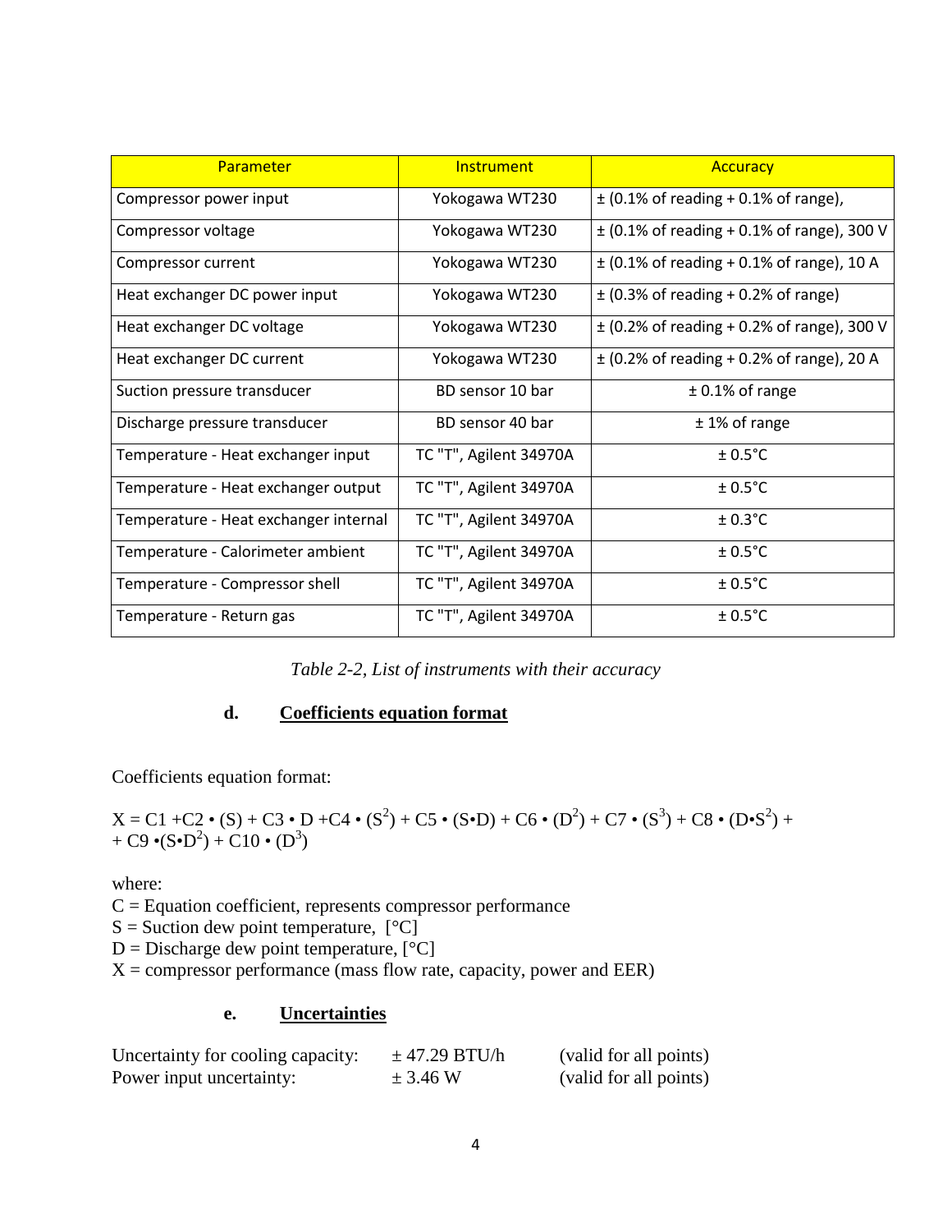| Parameter | Instrument | Accuracy |
|---|---|---|
| Compressor power input | Yokogawa WT230 | ± (0.1% of reading + 0.1% of range), |
| Compressor voltage | Yokogawa WT230 | ± (0.1% of reading + 0.1% of range), 300 V |
| Compressor current | Yokogawa WT230 | ± (0.1% of reading + 0.1% of range), 10 A |
| Heat exchanger DC power input | Yokogawa WT230 | ± (0.3% of reading + 0.2% of range) |
| Heat exchanger DC voltage | Yokogawa WT230 | ± (0.2% of reading + 0.2% of range), 300 V |
| Heat exchanger DC current | Yokogawa WT230 | ± (0.2% of reading + 0.2% of range), 20 A |
| Suction pressure transducer | BD sensor 10 bar | ± 0.1% of range |
| Discharge pressure transducer | BD sensor 40 bar | ± 1% of range |
| Temperature - Heat exchanger input | TC "T", Agilent 34970A | ± 0.5°C |
| Temperature - Heat exchanger output | TC "T", Agilent 34970A | ± 0.5°C |
| Temperature - Heat exchanger internal | TC "T", Agilent 34970A | ± 0.3°C |
| Temperature - Calorimeter ambient | TC "T", Agilent 34970A | ± 0.5°C |
| Temperature - Compressor shell | TC "T", Agilent 34970A | ± 0.5°C |
| Temperature - Return gas | TC "T", Agilent 34970A | ± 0.5°C |

*Table 2-2, List of instruments with their accuracy*

### d. Coefficients equation format

Coefficients equation format:

$$X = C1 + C2 \cdot (S) + C3 \cdot D + C4 \cdot (S^2) + C5 \cdot (S \cdot D) + C6 \cdot (D^2) + C7 \cdot (S^3) + C8 \cdot (D \cdot S^2) + C9 \cdot (S \cdot D^2) + C10 \cdot (D^3)$$

where:
C = Equation coefficient, represents compressor performance
S = Suction dew point temperature, [°C]
D = Discharge dew point temperature, [°C]
X = compressor performance (mass flow rate, capacity, power and EER)

### e. Uncertainties

| | | |
|---|---|---|
| Uncertainty for cooling capacity: | ± 47.29 BTU/h | (valid for all points) |
| Power input uncertainty: | ± 3.46 W | (valid for all points) |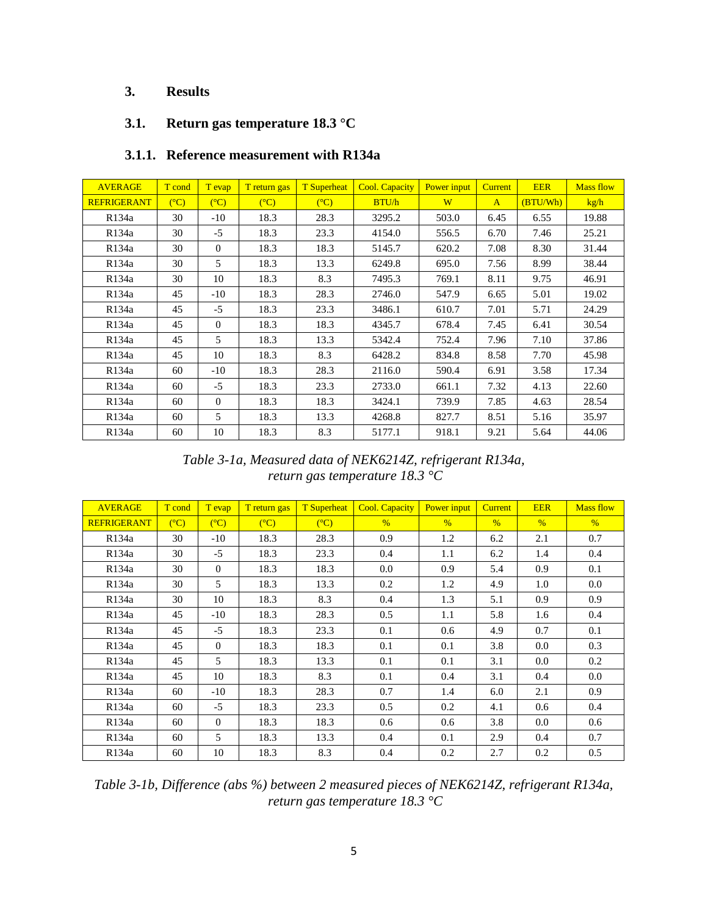## 3. Results

### 3.1. Return gas temperature 18.3 °C

#### 3.1.1. Reference measurement with R134a

| AVERAGE | T cond | T evap | T return gas | T Superheat | Cool. Capacity | Power input | Current | EER | Mass flow |
|---|---|---|---|---|---|---|---|---|---|
| REFRIGERANT | (°C) | (°C) | (°C) | (°C) | BTU/h | W | A | (BTU/Wh) | kg/h |
| R134a | 30 | -10 | 18.3 | 28.3 | 3295.2 | 503.0 | 6.45 | 6.55 | 19.88 |
| R134a | 30 | -5 | 18.3 | 23.3 | 4154.0 | 556.5 | 6.70 | 7.46 | 25.21 |
| R134a | 30 | 0 | 18.3 | 18.3 | 5145.7 | 620.2 | 7.08 | 8.30 | 31.44 |
| R134a | 30 | 5 | 18.3 | 13.3 | 6249.8 | 695.0 | 7.56 | 8.99 | 38.44 |
| R134a | 30 | 10 | 18.3 | 8.3 | 7495.3 | 769.1 | 8.11 | 9.75 | 46.91 |
| R134a | 45 | -10 | 18.3 | 28.3 | 2746.0 | 547.9 | 6.65 | 5.01 | 19.02 |
| R134a | 45 | -5 | 18.3 | 23.3 | 3486.1 | 610.7 | 7.01 | 5.71 | 24.29 |
| R134a | 45 | 0 | 18.3 | 18.3 | 4345.7 | 678.4 | 7.45 | 6.41 | 30.54 |
| R134a | 45 | 5 | 18.3 | 13.3 | 5342.4 | 752.4 | 7.96 | 7.10 | 37.86 |
| R134a | 45 | 10 | 18.3 | 8.3 | 6428.2 | 834.8 | 8.58 | 7.70 | 45.98 |
| R134a | 60 | -10 | 18.3 | 28.3 | 2116.0 | 590.4 | 6.91 | 3.58 | 17.34 |
| R134a | 60 | -5 | 18.3 | 23.3 | 2733.0 | 661.1 | 7.32 | 4.13 | 22.60 |
| R134a | 60 | 0 | 18.3 | 18.3 | 3424.1 | 739.9 | 7.85 | 4.63 | 28.54 |
| R134a | 60 | 5 | 18.3 | 13.3 | 4268.8 | 827.7 | 8.51 | 5.16 | 35.97 |
| R134a | 60 | 10 | 18.3 | 8.3 | 5177.1 | 918.1 | 9.21 | 5.64 | 44.06 |

*Table 3-1a, Measured data of NEK6214Z, refrigerant R134a, return gas temperature 18.3 °C*

| AVERAGE | T cond | T evap | T return gas | T Superheat | Cool. Capacity | Power input | Current | EER | Mass flow |
|---|---|---|---|---|---|---|---|---|---|
| REFRIGERANT | (°C) | (°C) | (°C) | (°C) | % | % | % | % | % |
| R134a | 30 | -10 | 18.3 | 28.3 | 0.9 | 1.2 | 6.2 | 2.1 | 0.7 |
| R134a | 30 | -5 | 18.3 | 23.3 | 0.4 | 1.1 | 6.2 | 1.4 | 0.4 |
| R134a | 30 | 0 | 18.3 | 18.3 | 0.0 | 0.9 | 5.4 | 0.9 | 0.1 |
| R134a | 30 | 5 | 18.3 | 13.3 | 0.2 | 1.2 | 4.9 | 1.0 | 0.0 |
| R134a | 30 | 10 | 18.3 | 8.3 | 0.4 | 1.3 | 5.1 | 0.9 | 0.9 |
| R134a | 45 | -10 | 18.3 | 28.3 | 0.5 | 1.1 | 5.8 | 1.6 | 0.4 |
| R134a | 45 | -5 | 18.3 | 23.3 | 0.1 | 0.6 | 4.9 | 0.7 | 0.1 |
| R134a | 45 | 0 | 18.3 | 18.3 | 0.1 | 0.1 | 3.8 | 0.0 | 0.3 |
| R134a | 45 | 5 | 18.3 | 13.3 | 0.1 | 0.1 | 3.1 | 0.0 | 0.2 |
| R134a | 45 | 10 | 18.3 | 8.3 | 0.1 | 0.4 | 3.1 | 0.4 | 0.0 |
| R134a | 60 | -10 | 18.3 | 28.3 | 0.7 | 1.4 | 6.0 | 2.1 | 0.9 |
| R134a | 60 | -5 | 18.3 | 23.3 | 0.5 | 0.2 | 4.1 | 0.6 | 0.4 |
| R134a | 60 | 0 | 18.3 | 18.3 | 0.6 | 0.6 | 3.8 | 0.0 | 0.6 |
| R134a | 60 | 5 | 18.3 | 13.3 | 0.4 | 0.1 | 2.9 | 0.4 | 0.7 |
| R134a | 60 | 10 | 18.3 | 8.3 | 0.4 | 0.2 | 2.7 | 0.2 | 0.5 |

*Table 3-1b, Difference (abs %) between 2 measured pieces of NEK6214Z, refrigerant R134a, return gas temperature 18.3 °C*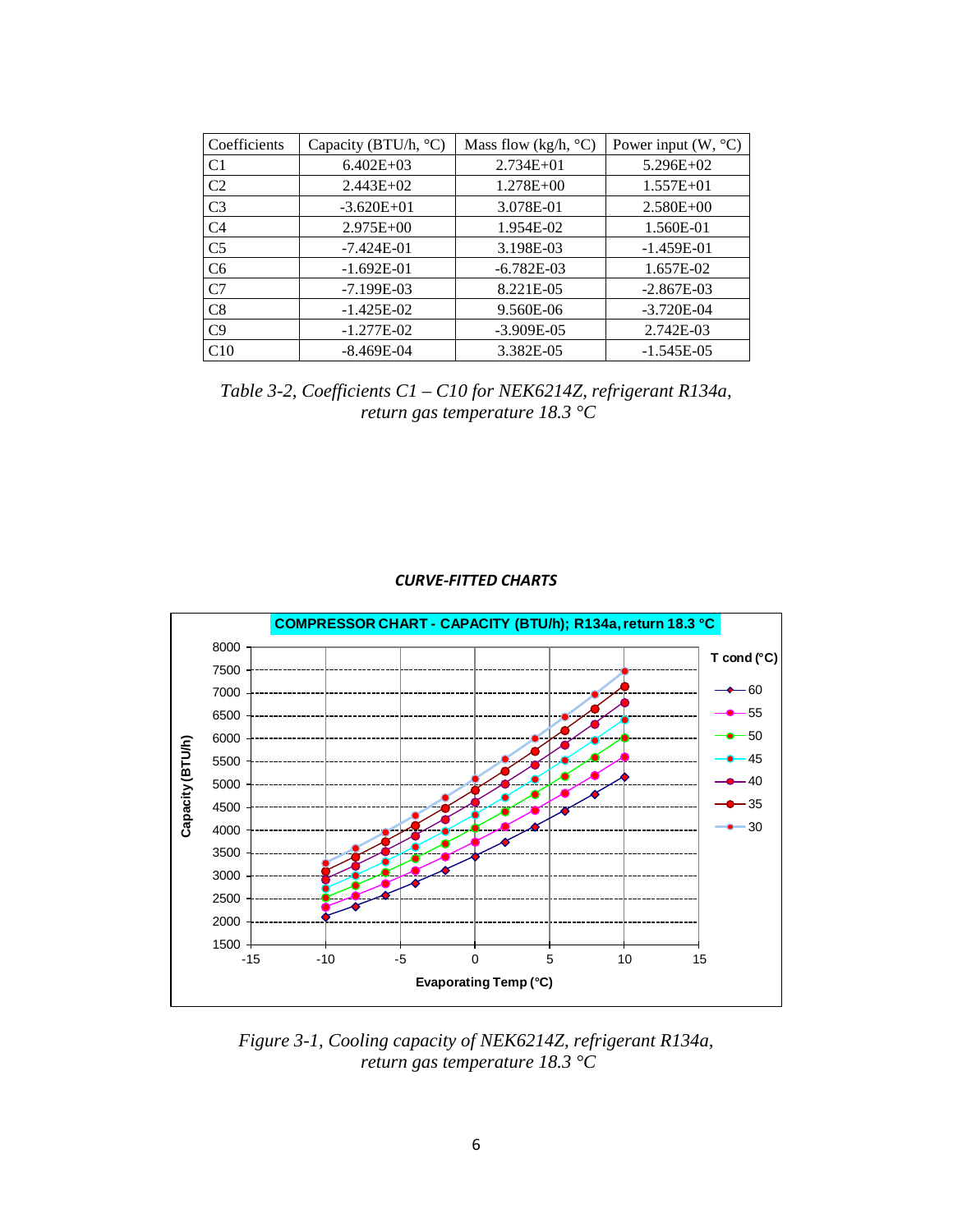| Coefficients | Capacity (BTU/h, °C) | Mass flow (kg/h, °C) | Power input (W, °C) |
|---|---|---|---|
| C1 | 6.402E+03 | 2.734E+01 | 5.296E+02 |
| C2 | 2.443E+02 | 1.278E+00 | 1.557E+01 |
| C3 | -3.620E+01 | 3.078E-01 | 2.580E+00 |
| C4 | 2.975E+00 | 1.954E-02 | 1.560E-01 |
| C5 | -7.424E-01 | 3.198E-03 | -1.459E-01 |
| C6 | -1.692E-01 | -6.782E-03 | 1.657E-02 |
| C7 | -7.199E-03 | 8.221E-05 | -2.867E-03 |
| C8 | -1.425E-02 | 9.560E-06 | -3.720E-04 |
| C9 | -1.277E-02 | -3.909E-05 | 2.742E-03 |
| C10 | -8.469E-04 | 3.382E-05 | -1.545E-05 |

*Table 3-2, Coefficients C1 – C10 for NEK6214Z, refrigerant R134a, return gas temperature 18.3 °C*

***CURVE-FITTED CHARTS***

**COMPRESSOR CHART - CAPACITY (BTU/h); R134a, return 18.3 °C**

*Figure 3-1, Cooling capacity of NEK6214Z, refrigerant R134a, return gas temperature 18.3 °C*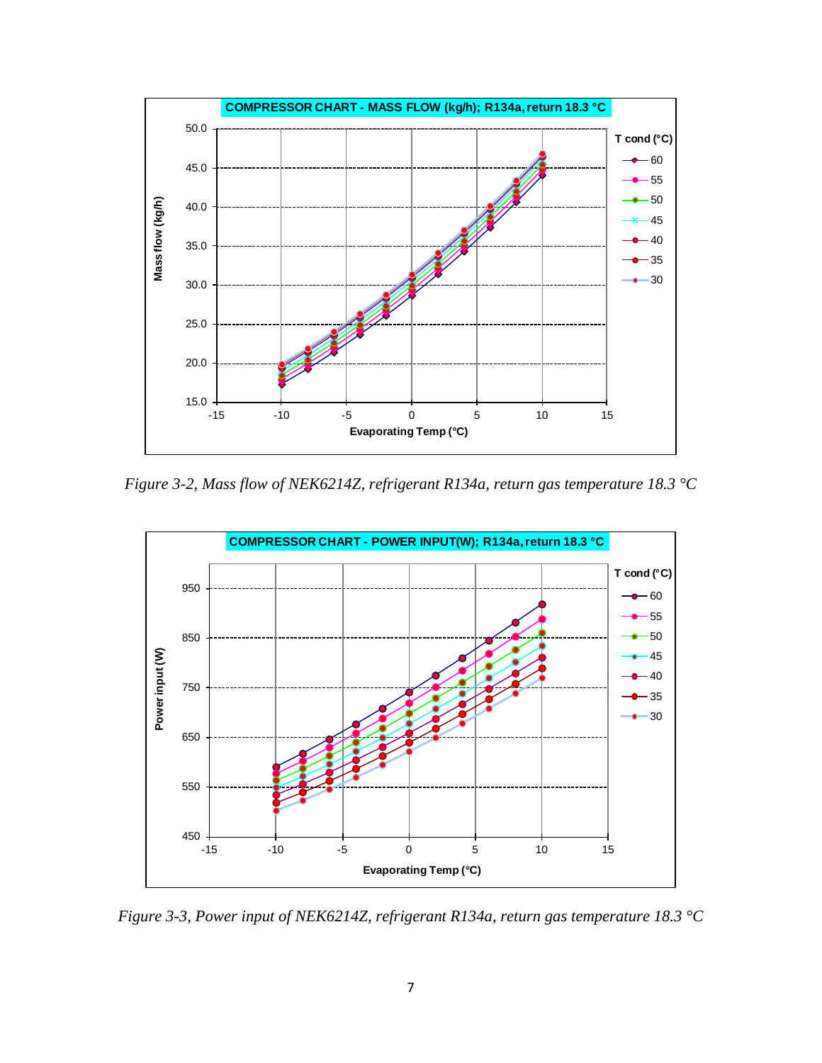Figure 3-2, Mass flow of NEK6214Z, refrigerant R134a, return gas temperature 18.3 °C

Figure 3-3, Power input of NEK6214Z, refrigerant R134a, return gas temperature 18.3 °C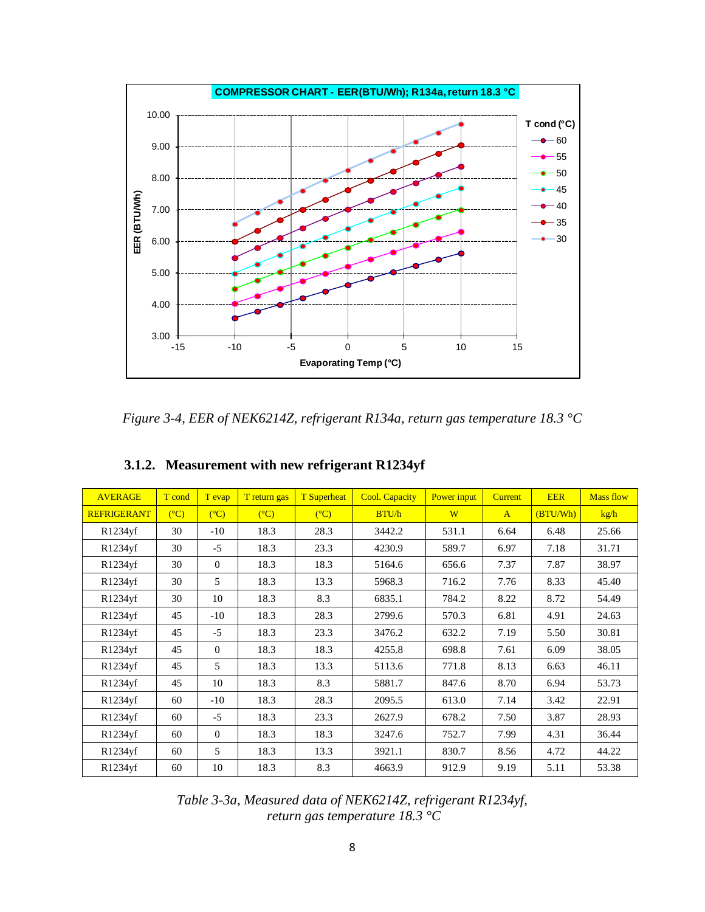*Figure 3-4, EER of NEK6214Z, refrigerant R134a, return gas temperature 18.3 °C*

### 3.1.2. Measurement with new refrigerant R1234yf

| AVERAGE | T cond | T evap | T return gas | T Superheat | Cool. Capacity | Power input | Current | EER | Mass flow |
|---|---|---|---|---|---|---|---|---|---|
| REFRIGERANT | (°C) | (°C) | (°C) | (°C) | BTU/h | W | A | (BTU/Wh) | kg/h |
| R1234yf | 30 | -10 | 18.3 | 28.3 | 3442.2 | 531.1 | 6.64 | 6.48 | 25.66 |
| R1234yf | 30 | -5 | 18.3 | 23.3 | 4230.9 | 589.7 | 6.97 | 7.18 | 31.71 |
| R1234yf | 30 | 0 | 18.3 | 18.3 | 5164.6 | 656.6 | 7.37 | 7.87 | 38.97 |
| R1234yf | 30 | 5 | 18.3 | 13.3 | 5968.3 | 716.2 | 7.76 | 8.33 | 45.40 |
| R1234yf | 30 | 10 | 18.3 | 8.3 | 6835.1 | 784.2 | 8.22 | 8.72 | 54.49 |
| R1234yf | 45 | -10 | 18.3 | 28.3 | 2799.6 | 570.3 | 6.81 | 4.91 | 24.63 |
| R1234yf | 45 | -5 | 18.3 | 23.3 | 3476.2 | 632.2 | 7.19 | 5.50 | 30.81 |
| R1234yf | 45 | 0 | 18.3 | 18.3 | 4255.8 | 698.8 | 7.61 | 6.09 | 38.05 |
| R1234yf | 45 | 5 | 18.3 | 13.3 | 5113.6 | 771.8 | 8.13 | 6.63 | 46.11 |
| R1234yf | 45 | 10 | 18.3 | 8.3 | 5881.7 | 847.6 | 8.70 | 6.94 | 53.73 |
| R1234yf | 60 | -10 | 18.3 | 28.3 | 2095.5 | 613.0 | 7.14 | 3.42 | 22.91 |
| R1234yf | 60 | -5 | 18.3 | 23.3 | 2627.9 | 678.2 | 7.50 | 3.87 | 28.93 |
| R1234yf | 60 | 0 | 18.3 | 18.3 | 3247.6 | 752.7 | 7.99 | 4.31 | 36.44 |
| R1234yf | 60 | 5 | 18.3 | 13.3 | 3921.1 | 830.7 | 8.56 | 4.72 | 44.22 |
| R1234yf | 60 | 10 | 18.3 | 8.3 | 4663.9 | 912.9 | 9.19 | 5.11 | 53.38 |

*Table 3-3a, Measured data of NEK6214Z, refrigerant R1234yf, return gas temperature 18.3 °C*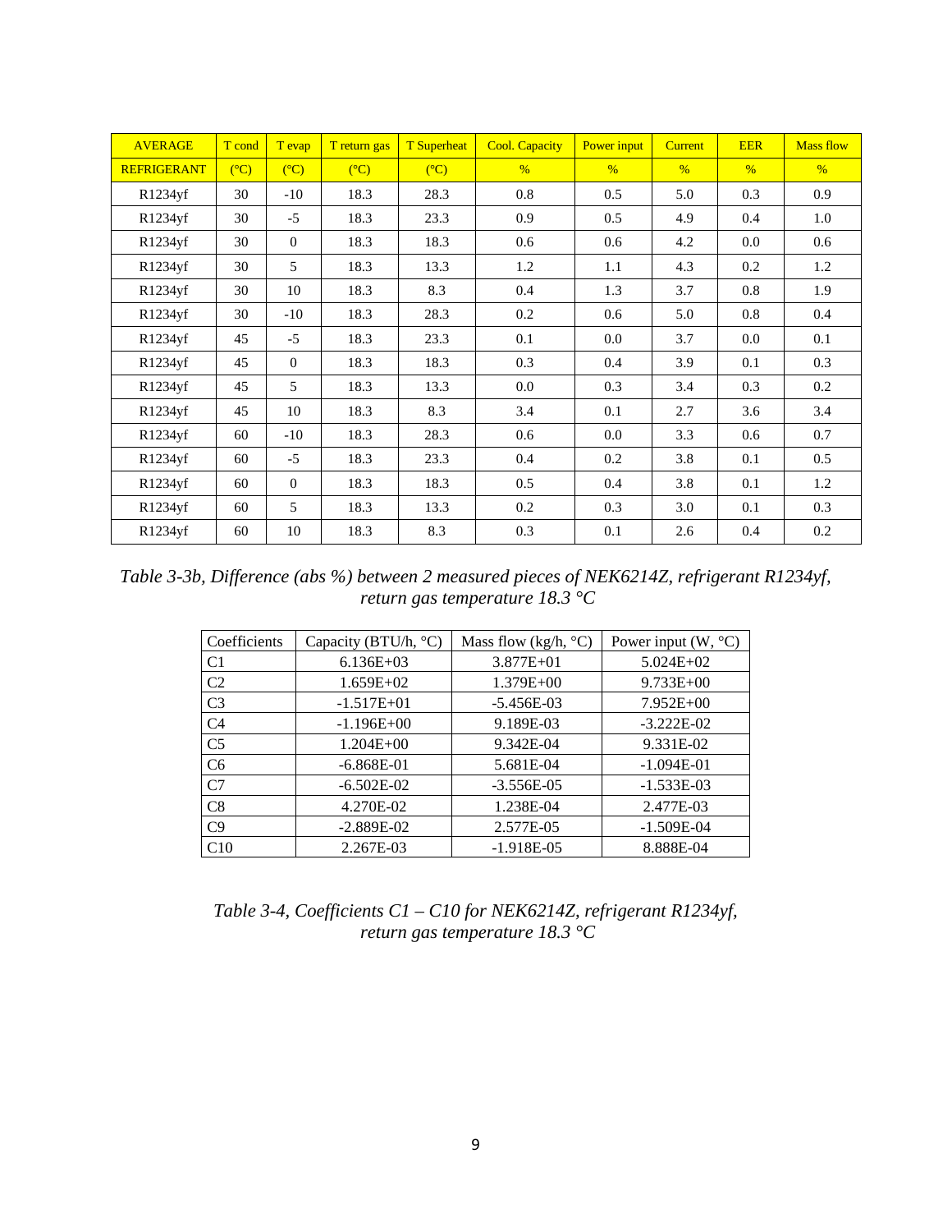| AVERAGE | T cond | T evap | T return gas | T Superheat | Cool. Capacity | Power input | Current | EER | Mass flow |
|---|---|---|---|---|---|---|---|---|---|
| REFRIGERANT | (°C) | (°C) | (°C) | (°C) | % | % | % | % | % |
| R1234yf | 30 | -10 | 18.3 | 28.3 | 0.8 | 0.5 | 5.0 | 0.3 | 0.9 |
| R1234yf | 30 | -5 | 18.3 | 23.3 | 0.9 | 0.5 | 4.9 | 0.4 | 1.0 |
| R1234yf | 30 | 0 | 18.3 | 18.3 | 0.6 | 0.6 | 4.2 | 0.0 | 0.6 |
| R1234yf | 30 | 5 | 18.3 | 13.3 | 1.2 | 1.1 | 4.3 | 0.2 | 1.2 |
| R1234yf | 30 | 10 | 18.3 | 8.3 | 0.4 | 1.3 | 3.7 | 0.8 | 1.9 |
| R1234yf | 30 | -10 | 18.3 | 28.3 | 0.2 | 0.6 | 5.0 | 0.8 | 0.4 |
| R1234yf | 45 | -5 | 18.3 | 23.3 | 0.1 | 0.0 | 3.7 | 0.0 | 0.1 |
| R1234yf | 45 | 0 | 18.3 | 18.3 | 0.3 | 0.4 | 3.9 | 0.1 | 0.3 |
| R1234yf | 45 | 5 | 18.3 | 13.3 | 0.0 | 0.3 | 3.4 | 0.3 | 0.2 |
| R1234yf | 45 | 10 | 18.3 | 8.3 | 3.4 | 0.1 | 2.7 | 3.6 | 3.4 |
| R1234yf | 60 | -10 | 18.3 | 28.3 | 0.6 | 0.0 | 3.3 | 0.6 | 0.7 |
| R1234yf | 60 | -5 | 18.3 | 23.3 | 0.4 | 0.2 | 3.8 | 0.1 | 0.5 |
| R1234yf | 60 | 0 | 18.3 | 18.3 | 0.5 | 0.4 | 3.8 | 0.1 | 1.2 |
| R1234yf | 60 | 5 | 18.3 | 13.3 | 0.2 | 0.3 | 3.0 | 0.1 | 0.3 |
| R1234yf | 60 | 10 | 18.3 | 8.3 | 0.3 | 0.1 | 2.6 | 0.4 | 0.2 |

*Table 3-3b, Difference (abs %) between 2 measured pieces of NEK6214Z, refrigerant R1234yf, return gas temperature 18.3 °C*

| Coefficients | Capacity (BTU/h, °C) | Mass flow (kg/h, °C) | Power input (W, °C) |
|---|---|---|---|
| C1 | 6.136E+03 | 3.877E+01 | 5.024E+02 |
| C2 | 1.659E+02 | 1.379E+00 | 9.733E+00 |
| C3 | -1.517E+01 | -5.456E-03 | 7.952E+00 |
| C4 | -1.196E+00 | 9.189E-03 | -3.222E-02 |
| C5 | 1.204E+00 | 9.342E-04 | 9.331E-02 |
| C6 | -6.868E-01 | 5.681E-04 | -1.094E-01 |
| C7 | -6.502E-02 | -3.556E-05 | -1.533E-03 |
| C8 | 4.270E-02 | 1.238E-04 | 2.477E-03 |
| C9 | -2.889E-02 | 2.577E-05 | -1.509E-04 |
| C10 | 2.267E-03 | -1.918E-05 | 8.888E-04 |

*Table 3-4, Coefficients C1 – C10 for NEK6214Z, refrigerant R1234yf, return gas temperature 18.3 °C*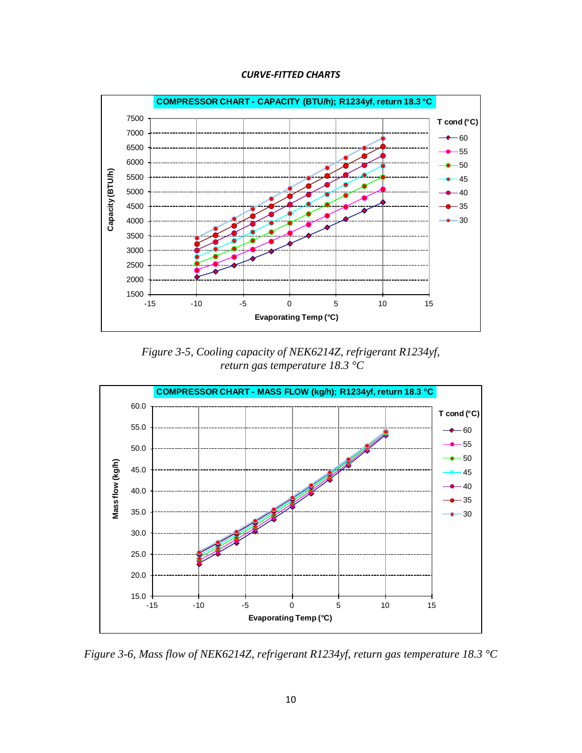***CURVE-FITTED CHARTS***

*Figure 3-5, Cooling capacity of NEK6214Z, refrigerant R1234yf, return gas temperature 18.3 °C*

*Figure 3-6, Mass flow of NEK6214Z, refrigerant R1234yf, return gas temperature 18.3 °C*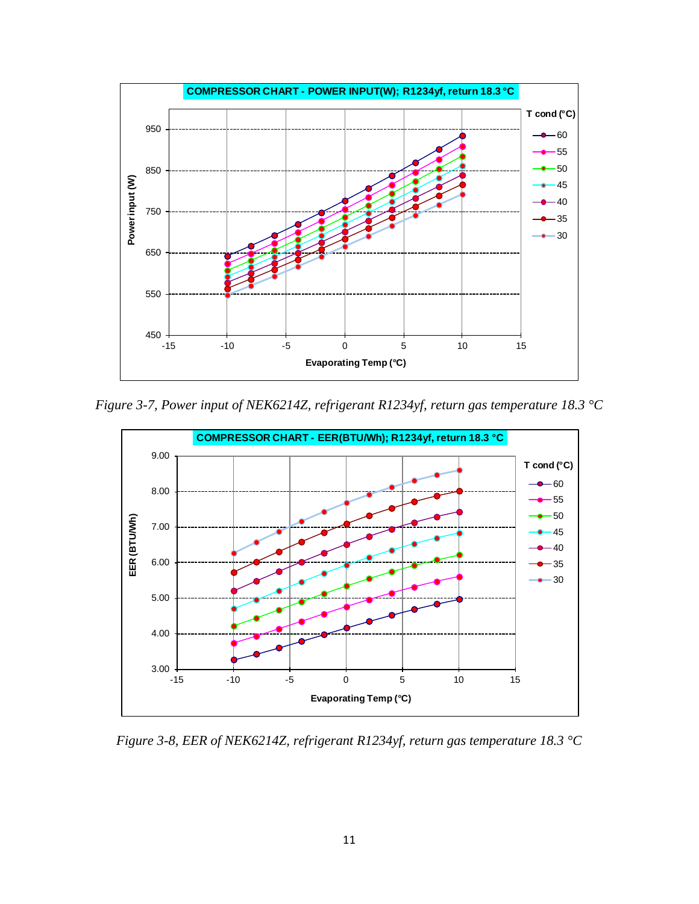Figure 3-7, Power input of NEK6214Z, refrigerant R1234yf, return gas temperature 18.3 °C

Figure 3-8, EER of NEK6214Z, refrigerant R1234yf, return gas temperature 18.3 °C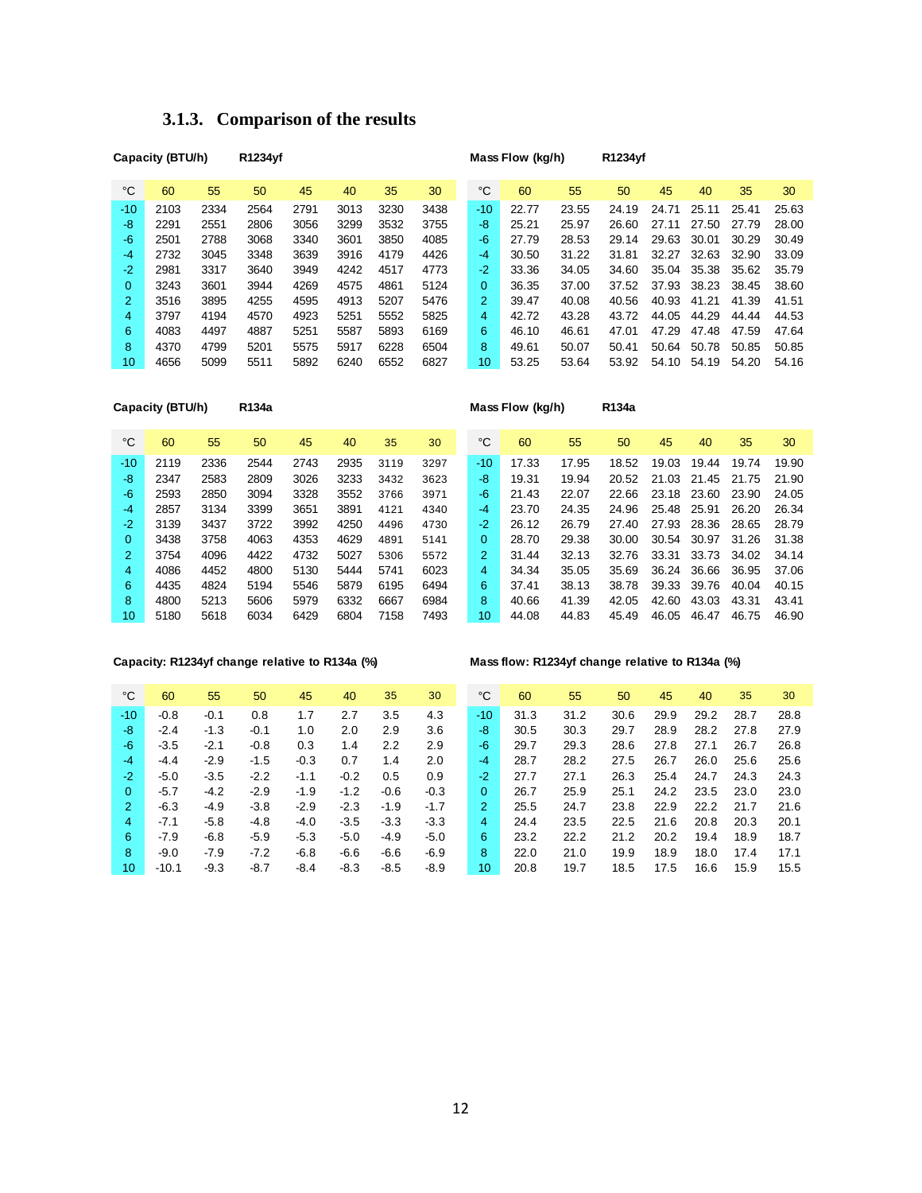### 3.1.3. Comparison of the results

**Capacity (BTU/h)** **R1234yf**

| °C | 60 | 55 | 50 | 45 | 40 | 35 | 30 |
|---|---|---|---|---|---|---|---|
| -10 | 2103 | 2334 | 2564 | 2791 | 3013 | 3230 | 3438 |
| -8 | 2291 | 2551 | 2806 | 3056 | 3299 | 3532 | 3755 |
| -6 | 2501 | 2788 | 3068 | 3340 | 3601 | 3850 | 4085 |
| -4 | 2732 | 3045 | 3348 | 3639 | 3916 | 4179 | 4426 |
| -2 | 2981 | 3317 | 3640 | 3949 | 4242 | 4517 | 4773 |
| 0 | 3243 | 3601 | 3944 | 4269 | 4575 | 4861 | 5124 |
| 2 | 3516 | 3895 | 4255 | 4595 | 4913 | 5207 | 5476 |
| 4 | 3797 | 4194 | 4570 | 4923 | 5251 | 5552 | 5825 |
| 6 | 4083 | 4497 | 4887 | 5251 | 5587 | 5893 | 6169 |
| 8 | 4370 | 4799 | 5201 | 5575 | 5917 | 6228 | 6504 |
| 10 | 4656 | 5099 | 5511 | 5892 | 6240 | 6552 | 6827 |

**Mass Flow (kg/h)** **R1234yf**

| °C | 60 | 55 | 50 | 45 | 40 | 35 | 30 |
|---|---|---|---|---|---|---|---|
| -10 | 22.77 | 23.55 | 24.19 | 24.71 | 25.11 | 25.41 | 25.63 |
| -8 | 25.21 | 25.97 | 26.60 | 27.11 | 27.50 | 27.79 | 28.00 |
| -6 | 27.79 | 28.53 | 29.14 | 29.63 | 30.01 | 30.29 | 30.49 |
| -4 | 30.50 | 31.22 | 31.81 | 32.27 | 32.63 | 32.90 | 33.09 |
| -2 | 33.36 | 34.05 | 34.60 | 35.04 | 35.38 | 35.62 | 35.79 |
| 0 | 36.35 | 37.00 | 37.52 | 37.93 | 38.23 | 38.45 | 38.60 |
| 2 | 39.47 | 40.08 | 40.56 | 40.93 | 41.21 | 41.39 | 41.51 |
| 4 | 42.72 | 43.28 | 43.72 | 44.05 | 44.29 | 44.44 | 44.53 |
| 6 | 46.10 | 46.61 | 47.01 | 47.29 | 47.48 | 47.59 | 47.64 |
| 8 | 49.61 | 50.07 | 50.41 | 50.64 | 50.78 | 50.85 | 50.85 |
| 10 | 53.25 | 53.64 | 53.92 | 54.10 | 54.19 | 54.20 | 54.16 |

**Capacity (BTU/h)** **R134a**

| °C | 60 | 55 | 50 | 45 | 40 | 35 | 30 |
|---|---|---|---|---|---|---|---|
| -10 | 2119 | 2336 | 2544 | 2743 | 2935 | 3119 | 3297 |
| -8 | 2347 | 2583 | 2809 | 3026 | 3233 | 3432 | 3623 |
| -6 | 2593 | 2850 | 3094 | 3328 | 3552 | 3766 | 3971 |
| -4 | 2857 | 3134 | 3399 | 3651 | 3891 | 4121 | 4340 |
| -2 | 3139 | 3437 | 3722 | 3992 | 4250 | 4496 | 4730 |
| 0 | 3438 | 3758 | 4063 | 4353 | 4629 | 4891 | 5141 |
| 2 | 3754 | 4096 | 4422 | 4732 | 5027 | 5306 | 5572 |
| 4 | 4086 | 4452 | 4800 | 5130 | 5444 | 5741 | 6023 |
| 6 | 4435 | 4824 | 5194 | 5546 | 5879 | 6195 | 6494 |
| 8 | 4800 | 5213 | 5606 | 5979 | 6332 | 6667 | 6984 |
| 10 | 5180 | 5618 | 6034 | 6429 | 6804 | 7158 | 7493 |

**Mass Flow (kg/h)** **R134a**

| °C | 60 | 55 | 50 | 45 | 40 | 35 | 30 |
|---|---|---|---|---|---|---|---|
| -10 | 17.33 | 17.95 | 18.52 | 19.03 | 19.44 | 19.74 | 19.90 |
| -8 | 19.31 | 19.94 | 20.52 | 21.03 | 21.45 | 21.75 | 21.90 |
| -6 | 21.43 | 22.07 | 22.66 | 23.18 | 23.60 | 23.90 | 24.05 |
| -4 | 23.70 | 24.35 | 24.96 | 25.48 | 25.91 | 26.20 | 26.34 |
| -2 | 26.12 | 26.79 | 27.40 | 27.93 | 28.36 | 28.65 | 28.79 |
| 0 | 28.70 | 29.38 | 30.00 | 30.54 | 30.97 | 31.26 | 31.38 |
| 2 | 31.44 | 32.13 | 32.76 | 33.31 | 33.73 | 34.02 | 34.14 |
| 4 | 34.34 | 35.05 | 35.69 | 36.24 | 36.66 | 36.95 | 37.06 |
| 6 | 37.41 | 38.13 | 38.78 | 39.33 | 39.76 | 40.04 | 40.15 |
| 8 | 40.66 | 41.39 | 42.05 | 42.60 | 43.03 | 43.31 | 43.41 |
| 10 | 44.08 | 44.83 | 45.49 | 46.05 | 46.47 | 46.75 | 46.90 |

**Capacity: R1234yf change relative to R134a (%)**

| °C | 60 | 55 | 50 | 45 | 40 | 35 | 30 |
|---|---|---|---|---|---|---|---|
| -10 | -0.8 | -0.1 | 0.8 | 1.7 | 2.7 | 3.5 | 4.3 |
| -8 | -2.4 | -1.3 | -0.1 | 1.0 | 2.0 | 2.9 | 3.6 |
| -6 | -3.5 | -2.1 | -0.8 | 0.3 | 1.4 | 2.2 | 2.9 |
| -4 | -4.4 | -2.9 | -1.5 | -0.3 | 0.7 | 1.4 | 2.0 |
| -2 | -5.0 | -3.5 | -2.2 | -1.1 | -0.2 | 0.5 | 0.9 |
| 0 | -5.7 | -4.2 | -2.9 | -1.9 | -1.2 | -0.6 | -0.3 |
| 2 | -6.3 | -4.9 | -3.8 | -2.9 | -2.3 | -1.9 | -1.7 |
| 4 | -7.1 | -5.8 | -4.8 | -4.0 | -3.5 | -3.3 | -3.3 |
| 6 | -7.9 | -6.8 | -5.9 | -5.3 | -5.0 | -4.9 | -5.0 |
| 8 | -9.0 | -7.9 | -7.2 | -6.8 | -6.6 | -6.6 | -6.9 |
| 10 | -10.1 | -9.3 | -8.7 | -8.4 | -8.3 | -8.5 | -8.9 |

**Mass flow: R1234yf change relative to R134a (%)**

| °C | 60 | 55 | 50 | 45 | 40 | 35 | 30 |
|---|---|---|---|---|---|---|---|
| -10 | 31.3 | 31.2 | 30.6 | 29.9 | 29.2 | 28.7 | 28.8 |
| -8 | 30.5 | 30.3 | 29.7 | 28.9 | 28.2 | 27.8 | 27.9 |
| -6 | 29.7 | 29.3 | 28.6 | 27.8 | 27.1 | 26.7 | 26.8 |
| -4 | 28.7 | 28.2 | 27.5 | 26.7 | 26.0 | 25.6 | 25.6 |
| -2 | 27.7 | 27.1 | 26.3 | 25.4 | 24.7 | 24.3 | 24.3 |
| 0 | 26.7 | 25.9 | 25.1 | 24.2 | 23.5 | 23.0 | 23.0 |
| 2 | 25.5 | 24.7 | 23.8 | 22.9 | 22.2 | 21.7 | 21.6 |
| 4 | 24.4 | 23.5 | 22.5 | 21.6 | 20.8 | 20.3 | 20.1 |
| 6 | 23.2 | 22.2 | 21.2 | 20.2 | 19.4 | 18.9 | 18.7 |
| 8 | 22.0 | 21.0 | 19.9 | 18.9 | 18.0 | 17.4 | 17.1 |
| 10 | 20.8 | 19.7 | 18.5 | 17.5 | 16.6 | 15.9 | 15.5 |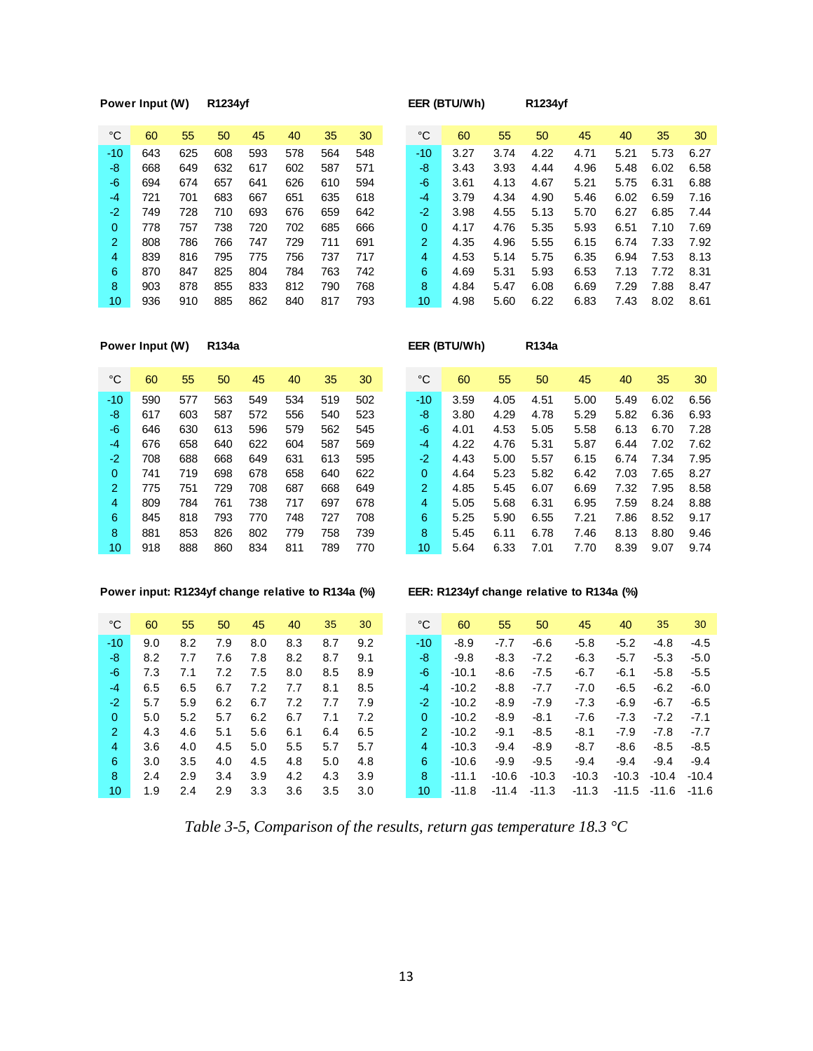**Power Input (W)** **R1234yf**

| °C | 60 | 55 | 50 | 45 | 40 | 35 | 30 |
|---|---|---|---|---|---|---|---|
| -10 | 643 | 625 | 608 | 593 | 578 | 564 | 548 |
| -8 | 668 | 649 | 632 | 617 | 602 | 587 | 571 |
| -6 | 694 | 674 | 657 | 641 | 626 | 610 | 594 |
| -4 | 721 | 701 | 683 | 667 | 651 | 635 | 618 |
| -2 | 749 | 728 | 710 | 693 | 676 | 659 | 642 |
| 0 | 778 | 757 | 738 | 720 | 702 | 685 | 666 |
| 2 | 808 | 786 | 766 | 747 | 729 | 711 | 691 |
| 4 | 839 | 816 | 795 | 775 | 756 | 737 | 717 |
| 6 | 870 | 847 | 825 | 804 | 784 | 763 | 742 |
| 8 | 903 | 878 | 855 | 833 | 812 | 790 | 768 |
| 10 | 936 | 910 | 885 | 862 | 840 | 817 | 793 |

**EER (BTU/Wh)** **R1234yf**

| °C | 60 | 55 | 50 | 45 | 40 | 35 | 30 |
|---|---|---|---|---|---|---|---|
| -10 | 3.27 | 3.74 | 4.22 | 4.71 | 5.21 | 5.73 | 6.27 |
| -8 | 3.43 | 3.93 | 4.44 | 4.96 | 5.48 | 6.02 | 6.58 |
| -6 | 3.61 | 4.13 | 4.67 | 5.21 | 5.75 | 6.31 | 6.88 |
| -4 | 3.79 | 4.34 | 4.90 | 5.46 | 6.02 | 6.59 | 7.16 |
| -2 | 3.98 | 4.55 | 5.13 | 5.70 | 6.27 | 6.85 | 7.44 |
| 0 | 4.17 | 4.76 | 5.35 | 5.93 | 6.51 | 7.10 | 7.69 |
| 2 | 4.35 | 4.96 | 5.55 | 6.15 | 6.74 | 7.33 | 7.92 |
| 4 | 4.53 | 5.14 | 5.75 | 6.35 | 6.94 | 7.53 | 8.13 |
| 6 | 4.69 | 5.31 | 5.93 | 6.53 | 7.13 | 7.72 | 8.31 |
| 8 | 4.84 | 5.47 | 6.08 | 6.69 | 7.29 | 7.88 | 8.47 |
| 10 | 4.98 | 5.60 | 6.22 | 6.83 | 7.43 | 8.02 | 8.61 |

**Power Input (W)** **R134a**

| °C | 60 | 55 | 50 | 45 | 40 | 35 | 30 |
|---|---|---|---|---|---|---|---|
| -10 | 590 | 577 | 563 | 549 | 534 | 519 | 502 |
| -8 | 617 | 603 | 587 | 572 | 556 | 540 | 523 |
| -6 | 646 | 630 | 613 | 596 | 579 | 562 | 545 |
| -4 | 676 | 658 | 640 | 622 | 604 | 587 | 569 |
| -2 | 708 | 688 | 668 | 649 | 631 | 613 | 595 |
| 0 | 741 | 719 | 698 | 678 | 658 | 640 | 622 |
| 2 | 775 | 751 | 729 | 708 | 687 | 668 | 649 |
| 4 | 809 | 784 | 761 | 738 | 717 | 697 | 678 |
| 6 | 845 | 818 | 793 | 770 | 748 | 727 | 708 |
| 8 | 881 | 853 | 826 | 802 | 779 | 758 | 739 |
| 10 | 918 | 888 | 860 | 834 | 811 | 789 | 770 |

**EER (BTU/Wh)** **R134a**

| °C | 60 | 55 | 50 | 45 | 40 | 35 | 30 |
|---|---|---|---|---|---|---|---|
| -10 | 3.59 | 4.05 | 4.51 | 5.00 | 5.49 | 6.02 | 6.56 |
| -8 | 3.80 | 4.29 | 4.78 | 5.29 | 5.82 | 6.36 | 6.93 |
| -6 | 4.01 | 4.53 | 5.05 | 5.58 | 6.13 | 6.70 | 7.28 |
| -4 | 4.22 | 4.76 | 5.31 | 5.87 | 6.44 | 7.02 | 7.62 |
| -2 | 4.43 | 5.00 | 5.57 | 6.15 | 6.74 | 7.34 | 7.95 |
| 0 | 4.64 | 5.23 | 5.82 | 6.42 | 7.03 | 7.65 | 8.27 |
| 2 | 4.85 | 5.45 | 6.07 | 6.69 | 7.32 | 7.95 | 8.58 |
| 4 | 5.05 | 5.68 | 6.31 | 6.95 | 7.59 | 8.24 | 8.88 |
| 6 | 5.25 | 5.90 | 6.55 | 7.21 | 7.86 | 8.52 | 9.17 |
| 8 | 5.45 | 6.11 | 6.78 | 7.46 | 8.13 | 8.80 | 9.46 |
| 10 | 5.64 | 6.33 | 7.01 | 7.70 | 8.39 | 9.07 | 9.74 |

**Power input: R1234yf change relative to R134a (%)**

| °C | 60 | 55 | 50 | 45 | 40 | 35 | 30 |
|---|---|---|---|---|---|---|---|
| -10 | 9.0 | 8.2 | 7.9 | 8.0 | 8.3 | 8.7 | 9.2 |
| -8 | 8.2 | 7.7 | 7.6 | 7.8 | 8.2 | 8.7 | 9.1 |
| -6 | 7.3 | 7.1 | 7.2 | 7.5 | 8.0 | 8.5 | 8.9 |
| -4 | 6.5 | 6.5 | 6.7 | 7.2 | 7.7 | 8.1 | 8.5 |
| -2 | 5.7 | 5.9 | 6.2 | 6.7 | 7.2 | 7.7 | 7.9 |
| 0 | 5.0 | 5.2 | 5.7 | 6.2 | 6.7 | 7.1 | 7.2 |
| 2 | 4.3 | 4.6 | 5.1 | 5.6 | 6.1 | 6.4 | 6.5 |
| 4 | 3.6 | 4.0 | 4.5 | 5.0 | 5.5 | 5.7 | 5.7 |
| 6 | 3.0 | 3.5 | 4.0 | 4.5 | 4.8 | 5.0 | 4.8 |
| 8 | 2.4 | 2.9 | 3.4 | 3.9 | 4.2 | 4.3 | 3.9 |
| 10 | 1.9 | 2.4 | 2.9 | 3.3 | 3.6 | 3.5 | 3.0 |

**EER: R1234yf change relative to R134a (%)**

| °C | 60 | 55 | 50 | 45 | 40 | 35 | 30 |
|---|---|---|---|---|---|---|---|
| -10 | -8.9 | -7.7 | -6.6 | -5.8 | -5.2 | -4.8 | -4.5 |
| -8 | -9.8 | -8.3 | -7.2 | -6.3 | -5.7 | -5.3 | -5.0 |
| -6 | -10.1 | -8.6 | -7.5 | -6.7 | -6.1 | -5.8 | -5.5 |
| -4 | -10.2 | -8.8 | -7.7 | -7.0 | -6.5 | -6.2 | -6.0 |
| -2 | -10.2 | -8.9 | -7.9 | -7.3 | -6.9 | -6.7 | -6.5 |
| 0 | -10.2 | -8.9 | -8.1 | -7.6 | -7.3 | -7.2 | -7.1 |
| 2 | -10.2 | -9.1 | -8.5 | -8.1 | -7.9 | -7.8 | -7.7 |
| 4 | -10.3 | -9.4 | -8.9 | -8.7 | -8.6 | -8.5 | -8.5 |
| 6 | -10.6 | -9.9 | -9.5 | -9.4 | -9.4 | -9.4 | -9.4 |
| 8 | -11.1 | -10.6 | -10.3 | -10.3 | -10.3 | -10.4 | -10.4 |
| 10 | -11.8 | -11.4 | -11.3 | -11.3 | -11.5 | -11.6 | -11.6 |

*Table 3-5, Comparison of the results, return gas temperature 18.3 °C*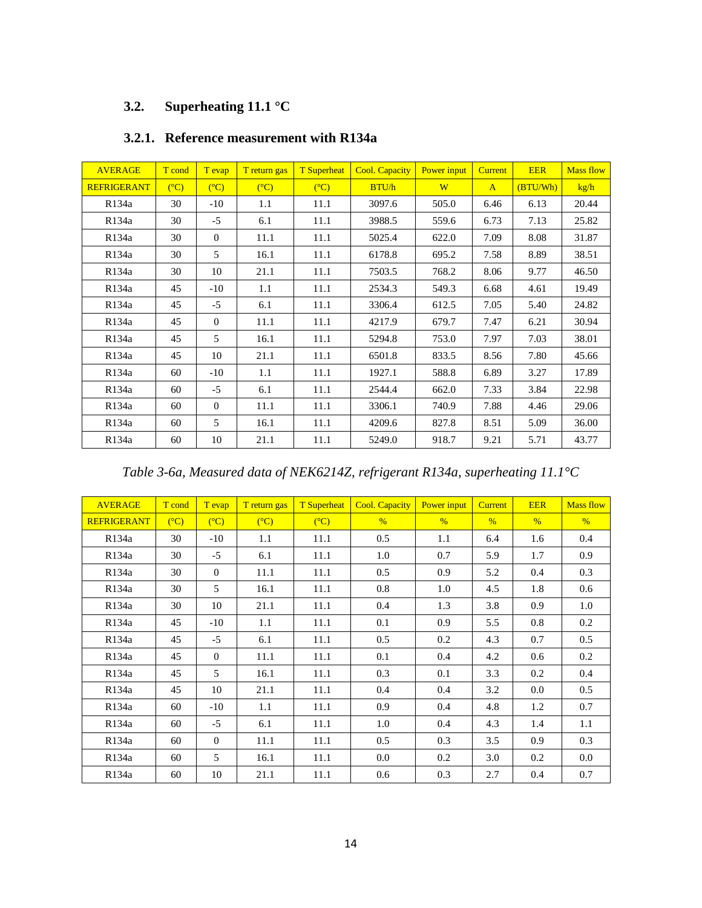## 3.2. Superheating 11.1 °C

### 3.2.1. Reference measurement with R134a

| AVERAGE | T cond | T evap | T return gas | T Superheat | Cool. Capacity | Power input | Current | EER | Mass flow |
|---|---|---|---|---|---|---|---|---|---|
| REFRIGERANT | (°C) | (°C) | (°C) | (°C) | BTU/h | W | A | (BTU/Wh) | kg/h |
| R134a | 30 | -10 | 1.1 | 11.1 | 3097.6 | 505.0 | 6.46 | 6.13 | 20.44 |
| R134a | 30 | -5 | 6.1 | 11.1 | 3988.5 | 559.6 | 6.73 | 7.13 | 25.82 |
| R134a | 30 | 0 | 11.1 | 11.1 | 5025.4 | 622.0 | 7.09 | 8.08 | 31.87 |
| R134a | 30 | 5 | 16.1 | 11.1 | 6178.8 | 695.2 | 7.58 | 8.89 | 38.51 |
| R134a | 30 | 10 | 21.1 | 11.1 | 7503.5 | 768.2 | 8.06 | 9.77 | 46.50 |
| R134a | 45 | -10 | 1.1 | 11.1 | 2534.3 | 549.3 | 6.68 | 4.61 | 19.49 |
| R134a | 45 | -5 | 6.1 | 11.1 | 3306.4 | 612.5 | 7.05 | 5.40 | 24.82 |
| R134a | 45 | 0 | 11.1 | 11.1 | 4217.9 | 679.7 | 7.47 | 6.21 | 30.94 |
| R134a | 45 | 5 | 16.1 | 11.1 | 5294.8 | 753.0 | 7.97 | 7.03 | 38.01 |
| R134a | 45 | 10 | 21.1 | 11.1 | 6501.8 | 833.5 | 8.56 | 7.80 | 45.66 |
| R134a | 60 | -10 | 1.1 | 11.1 | 1927.1 | 588.8 | 6.89 | 3.27 | 17.89 |
| R134a | 60 | -5 | 6.1 | 11.1 | 2544.4 | 662.0 | 7.33 | 3.84 | 22.98 |
| R134a | 60 | 0 | 11.1 | 11.1 | 3306.1 | 740.9 | 7.88 | 4.46 | 29.06 |
| R134a | 60 | 5 | 16.1 | 11.1 | 4209.6 | 827.8 | 8.51 | 5.09 | 36.00 |
| R134a | 60 | 10 | 21.1 | 11.1 | 5249.0 | 918.7 | 9.21 | 5.71 | 43.77 |

*Table 3-6a, Measured data of NEK6214Z, refrigerant R134a, superheating 11.1°C*

| AVERAGE | T cond | T evap | T return gas | T Superheat | Cool. Capacity | Power input | Current | EER | Mass flow |
|---|---|---|---|---|---|---|---|---|---|
| REFRIGERANT | (°C) | (°C) | (°C) | (°C) | % | % | % | % | % |
| R134a | 30 | -10 | 1.1 | 11.1 | 0.5 | 1.1 | 6.4 | 1.6 | 0.4 |
| R134a | 30 | -5 | 6.1 | 11.1 | 1.0 | 0.7 | 5.9 | 1.7 | 0.9 |
| R134a | 30 | 0 | 11.1 | 11.1 | 0.5 | 0.9 | 5.2 | 0.4 | 0.3 |
| R134a | 30 | 5 | 16.1 | 11.1 | 0.8 | 1.0 | 4.5 | 1.8 | 0.6 |
| R134a | 30 | 10 | 21.1 | 11.1 | 0.4 | 1.3 | 3.8 | 0.9 | 1.0 |
| R134a | 45 | -10 | 1.1 | 11.1 | 0.1 | 0.9 | 5.5 | 0.8 | 0.2 |
| R134a | 45 | -5 | 6.1 | 11.1 | 0.5 | 0.2 | 4.3 | 0.7 | 0.5 |
| R134a | 45 | 0 | 11.1 | 11.1 | 0.1 | 0.4 | 4.2 | 0.6 | 0.2 |
| R134a | 45 | 5 | 16.1 | 11.1 | 0.3 | 0.1 | 3.3 | 0.2 | 0.4 |
| R134a | 45 | 10 | 21.1 | 11.1 | 0.4 | 0.4 | 3.2 | 0.0 | 0.5 |
| R134a | 60 | -10 | 1.1 | 11.1 | 0.9 | 0.4 | 4.8 | 1.2 | 0.7 |
| R134a | 60 | -5 | 6.1 | 11.1 | 1.0 | 0.4 | 4.3 | 1.4 | 1.1 |
| R134a | 60 | 0 | 11.1 | 11.1 | 0.5 | 0.3 | 3.5 | 0.9 | 0.3 |
| R134a | 60 | 5 | 16.1 | 11.1 | 0.0 | 0.2 | 3.0 | 0.2 | 0.0 |
| R134a | 60 | 10 | 21.1 | 11.1 | 0.6 | 0.3 | 2.7 | 0.4 | 0.7 |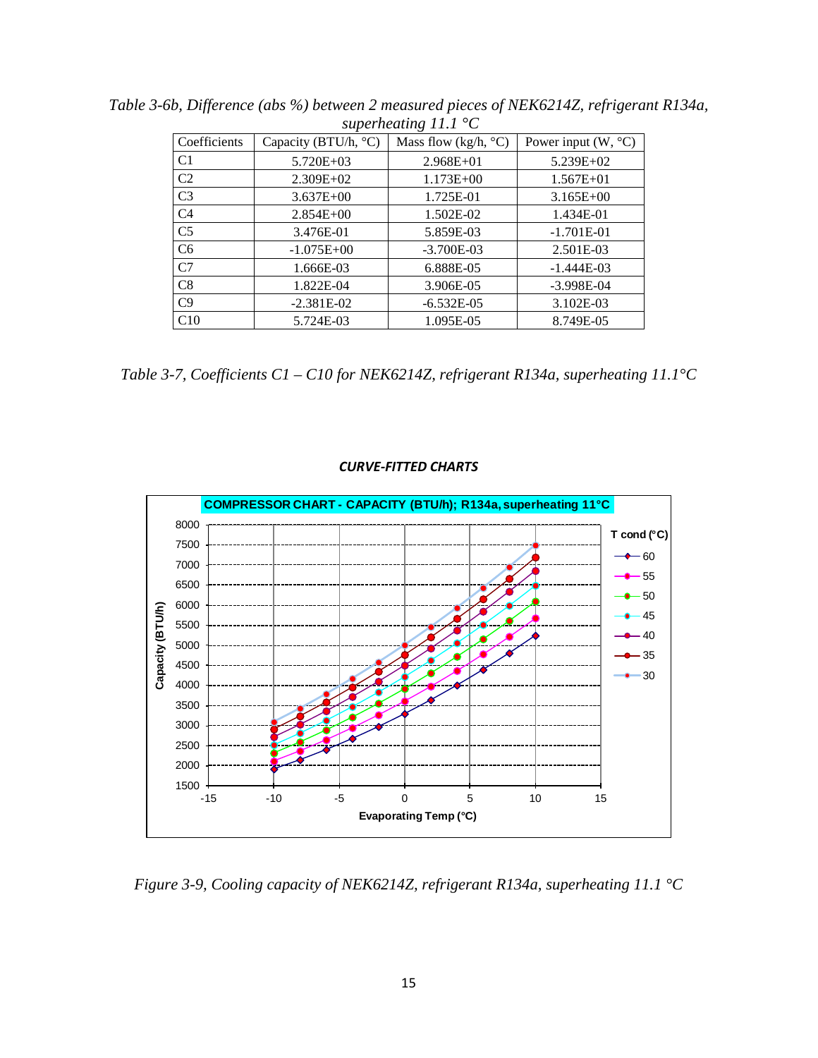*Table 3-6b, Difference (abs %) between 2 measured pieces of NEK6214Z, refrigerant R134a, superheating 11.1 °C*

| Coefficients | Capacity (BTU/h, °C) | Mass flow (kg/h, °C) | Power input (W, °C) |
|---|---|---|---|
| C1 | 5.720E+03 | 2.968E+01 | 5.239E+02 |
| C2 | 2.309E+02 | 1.173E+00 | 1.567E+01 |
| C3 | 3.637E+00 | 1.725E-01 | 3.165E+00 |
| C4 | 2.854E+00 | 1.502E-02 | 1.434E-01 |
| C5 | 3.476E-01 | 5.859E-03 | -1.701E-01 |
| C6 | -1.075E+00 | -3.700E-03 | 2.501E-03 |
| C7 | 1.666E-03 | 6.888E-05 | -1.444E-03 |
| C8 | 1.822E-04 | 3.906E-05 | -3.998E-04 |
| C9 | -2.381E-02 | -6.532E-05 | 3.102E-03 |
| C10 | 5.724E-03 | 1.095E-05 | 8.749E-05 |

*Table 3-7, Coefficients C1 – C10 for NEK6214Z, refrigerant R134a, superheating 11.1°C*

***CURVE-FITTED CHARTS***

**COMPRESSOR CHART - CAPACITY (BTU/h); R134a, superheating 11°C**

*Figure 3-9, Cooling capacity of NEK6214Z, refrigerant R134a, superheating 11.1 °C*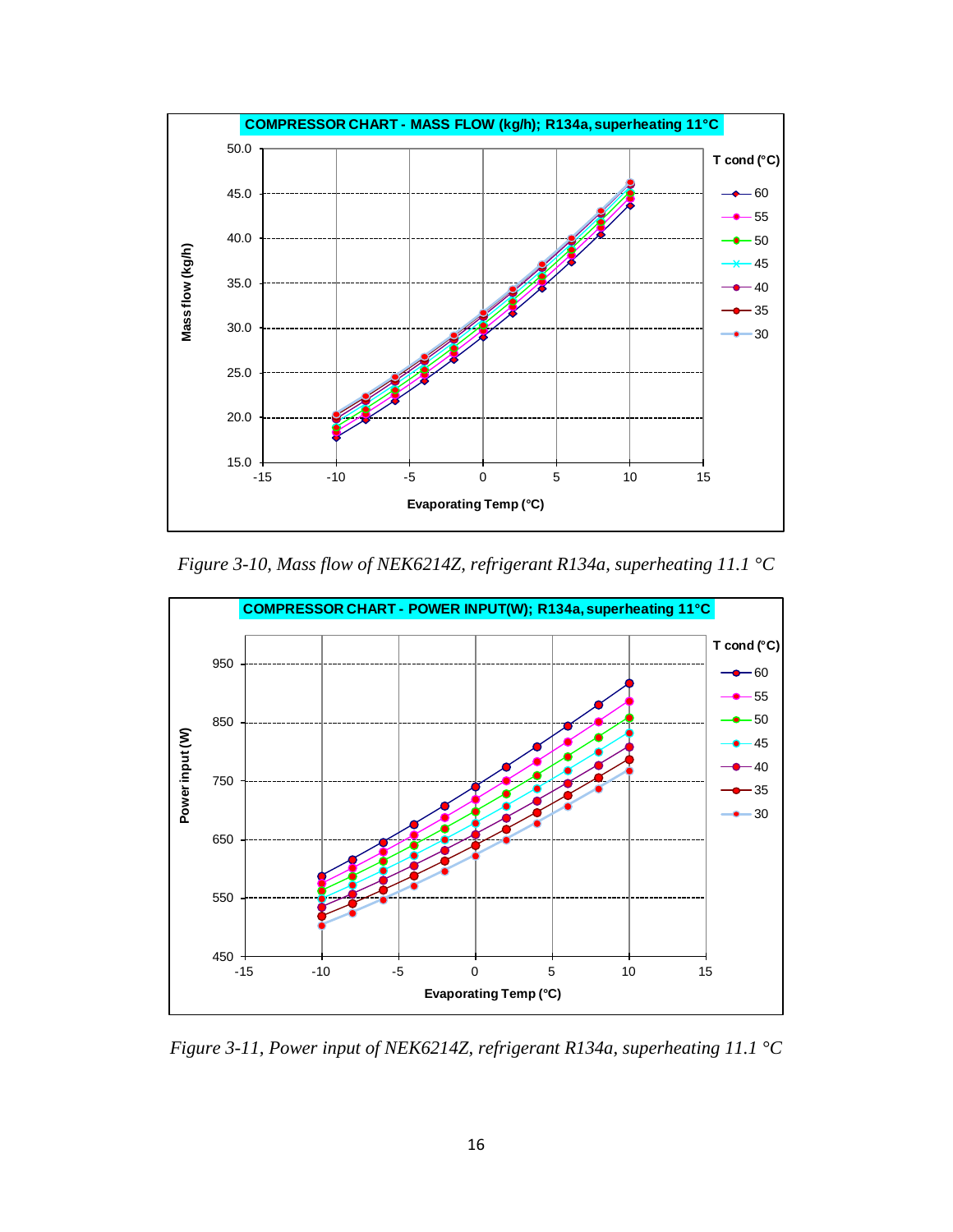*Figure 3-10, Mass flow of NEK6214Z, refrigerant R134a, superheating 11.1 °C*

*Figure 3-11, Power input of NEK6214Z, refrigerant R134a, superheating 11.1 °C*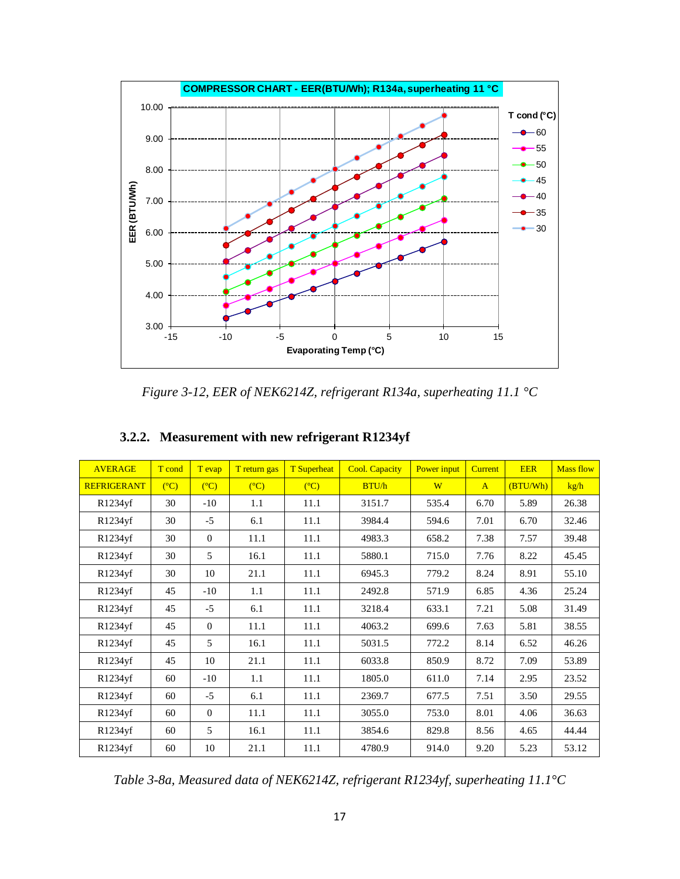*Figure 3-12, EER of NEK6214Z, refrigerant R134a, superheating 11.1 °C*

### 3.2.2. Measurement with new refrigerant R1234yf

| AVERAGE | T cond | T evap | T return gas | T Superheat | Cool. Capacity | Power input | Current | EER | Mass flow |
|---|---|---|---|---|---|---|---|---|---|
| REFRIGERANT | (°C) | (°C) | (°C) | (°C) | BTU/h | W | A | (BTU/Wh) | kg/h |
| R1234yf | 30 | -10 | 1.1 | 11.1 | 3151.7 | 535.4 | 6.70 | 5.89 | 26.38 |
| R1234yf | 30 | -5 | 6.1 | 11.1 | 3984.4 | 594.6 | 7.01 | 6.70 | 32.46 |
| R1234yf | 30 | 0 | 11.1 | 11.1 | 4983.3 | 658.2 | 7.38 | 7.57 | 39.48 |
| R1234yf | 30 | 5 | 16.1 | 11.1 | 5880.1 | 715.0 | 7.76 | 8.22 | 45.45 |
| R1234yf | 30 | 10 | 21.1 | 11.1 | 6945.3 | 779.2 | 8.24 | 8.91 | 55.10 |
| R1234yf | 45 | -10 | 1.1 | 11.1 | 2492.8 | 571.9 | 6.85 | 4.36 | 25.24 |
| R1234yf | 45 | -5 | 6.1 | 11.1 | 3218.4 | 633.1 | 7.21 | 5.08 | 31.49 |
| R1234yf | 45 | 0 | 11.1 | 11.1 | 4063.2 | 699.6 | 7.63 | 5.81 | 38.55 |
| R1234yf | 45 | 5 | 16.1 | 11.1 | 5031.5 | 772.2 | 8.14 | 6.52 | 46.26 |
| R1234yf | 45 | 10 | 21.1 | 11.1 | 6033.8 | 850.9 | 8.72 | 7.09 | 53.89 |
| R1234yf | 60 | -10 | 1.1 | 11.1 | 1805.0 | 611.0 | 7.14 | 2.95 | 23.52 |
| R1234yf | 60 | -5 | 6.1 | 11.1 | 2369.7 | 677.5 | 7.51 | 3.50 | 29.55 |
| R1234yf | 60 | 0 | 11.1 | 11.1 | 3055.0 | 753.0 | 8.01 | 4.06 | 36.63 |
| R1234yf | 60 | 5 | 16.1 | 11.1 | 3854.6 | 829.8 | 8.56 | 4.65 | 44.44 |
| R1234yf | 60 | 10 | 21.1 | 11.1 | 4780.9 | 914.0 | 9.20 | 5.23 | 53.12 |

*Table 3-8a, Measured data of NEK6214Z, refrigerant R1234yf, superheating 11.1°C*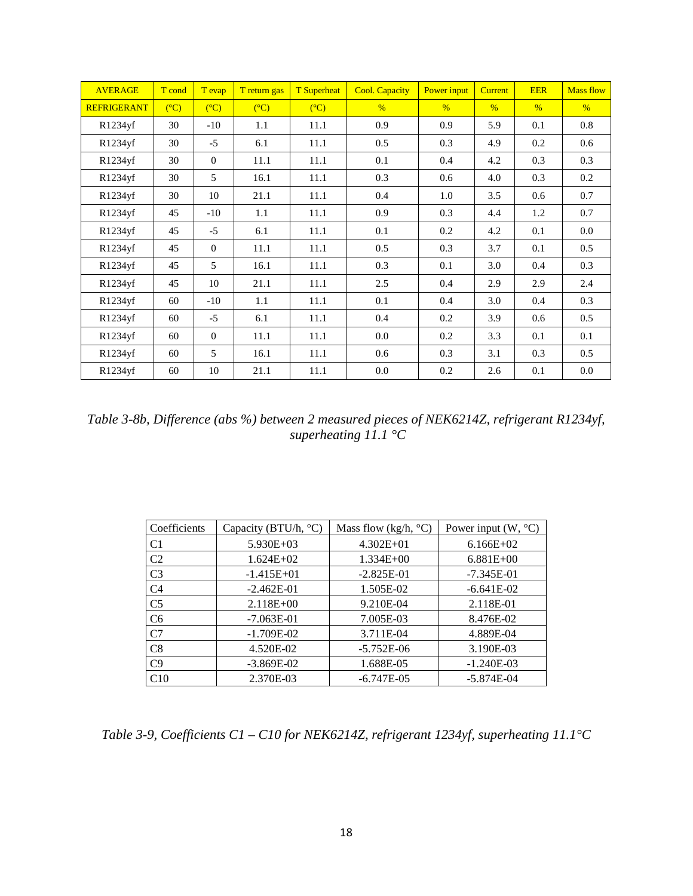| AVERAGE | T cond | T evap | T return gas | T Superheat | Cool. Capacity | Power input | Current | EER | Mass flow |
|---|---|---|---|---|---|---|---|---|---|
| REFRIGERANT | (°C) | (°C) | (°C) | (°C) | % | % | % | % | % |
| R1234yf | 30 | -10 | 1.1 | 11.1 | 0.9 | 0.9 | 5.9 | 0.1 | 0.8 |
| R1234yf | 30 | -5 | 6.1 | 11.1 | 0.5 | 0.3 | 4.9 | 0.2 | 0.6 |
| R1234yf | 30 | 0 | 11.1 | 11.1 | 0.1 | 0.4 | 4.2 | 0.3 | 0.3 |
| R1234yf | 30 | 5 | 16.1 | 11.1 | 0.3 | 0.6 | 4.0 | 0.3 | 0.2 |
| R1234yf | 30 | 10 | 21.1 | 11.1 | 0.4 | 1.0 | 3.5 | 0.6 | 0.7 |
| R1234yf | 45 | -10 | 1.1 | 11.1 | 0.9 | 0.3 | 4.4 | 1.2 | 0.7 |
| R1234yf | 45 | -5 | 6.1 | 11.1 | 0.1 | 0.2 | 4.2 | 0.1 | 0.0 |
| R1234yf | 45 | 0 | 11.1 | 11.1 | 0.5 | 0.3 | 3.7 | 0.1 | 0.5 |
| R1234yf | 45 | 5 | 16.1 | 11.1 | 0.3 | 0.1 | 3.0 | 0.4 | 0.3 |
| R1234yf | 45 | 10 | 21.1 | 11.1 | 2.5 | 0.4 | 2.9 | 2.9 | 2.4 |
| R1234yf | 60 | -10 | 1.1 | 11.1 | 0.1 | 0.4 | 3.0 | 0.4 | 0.3 |
| R1234yf | 60 | -5 | 6.1 | 11.1 | 0.4 | 0.2 | 3.9 | 0.6 | 0.5 |
| R1234yf | 60 | 0 | 11.1 | 11.1 | 0.0 | 0.2 | 3.3 | 0.1 | 0.1 |
| R1234yf | 60 | 5 | 16.1 | 11.1 | 0.6 | 0.3 | 3.1 | 0.3 | 0.5 |
| R1234yf | 60 | 10 | 21.1 | 11.1 | 0.0 | 0.2 | 2.6 | 0.1 | 0.0 |

*Table 3-8b, Difference (abs %) between 2 measured pieces of NEK6214Z, refrigerant R1234yf, superheating 11.1 °C*

| Coefficients | Capacity (BTU/h, °C) | Mass flow (kg/h, °C) | Power input (W, °C) |
|---|---|---|---|
| C1 | 5.930E+03 | 4.302E+01 | 6.166E+02 |
| C2 | 1.624E+02 | 1.334E+00 | 6.881E+00 |
| C3 | -1.415E+01 | -2.825E-01 | -7.345E-01 |
| C4 | -2.462E-01 | 1.505E-02 | -6.641E-02 |
| C5 | 2.118E+00 | 9.210E-04 | 2.118E-01 |
| C6 | -7.063E-01 | 7.005E-03 | 8.476E-02 |
| C7 | -1.709E-02 | 3.711E-04 | 4.889E-04 |
| C8 | 4.520E-02 | -5.752E-06 | 3.190E-03 |
| C9 | -3.869E-02 | 1.688E-05 | -1.240E-03 |
| C10 | 2.370E-03 | -6.747E-05 | -5.874E-04 |

*Table 3-9, Coefficients C1 – C10 for NEK6214Z, refrigerant 1234yf, superheating 11.1°C*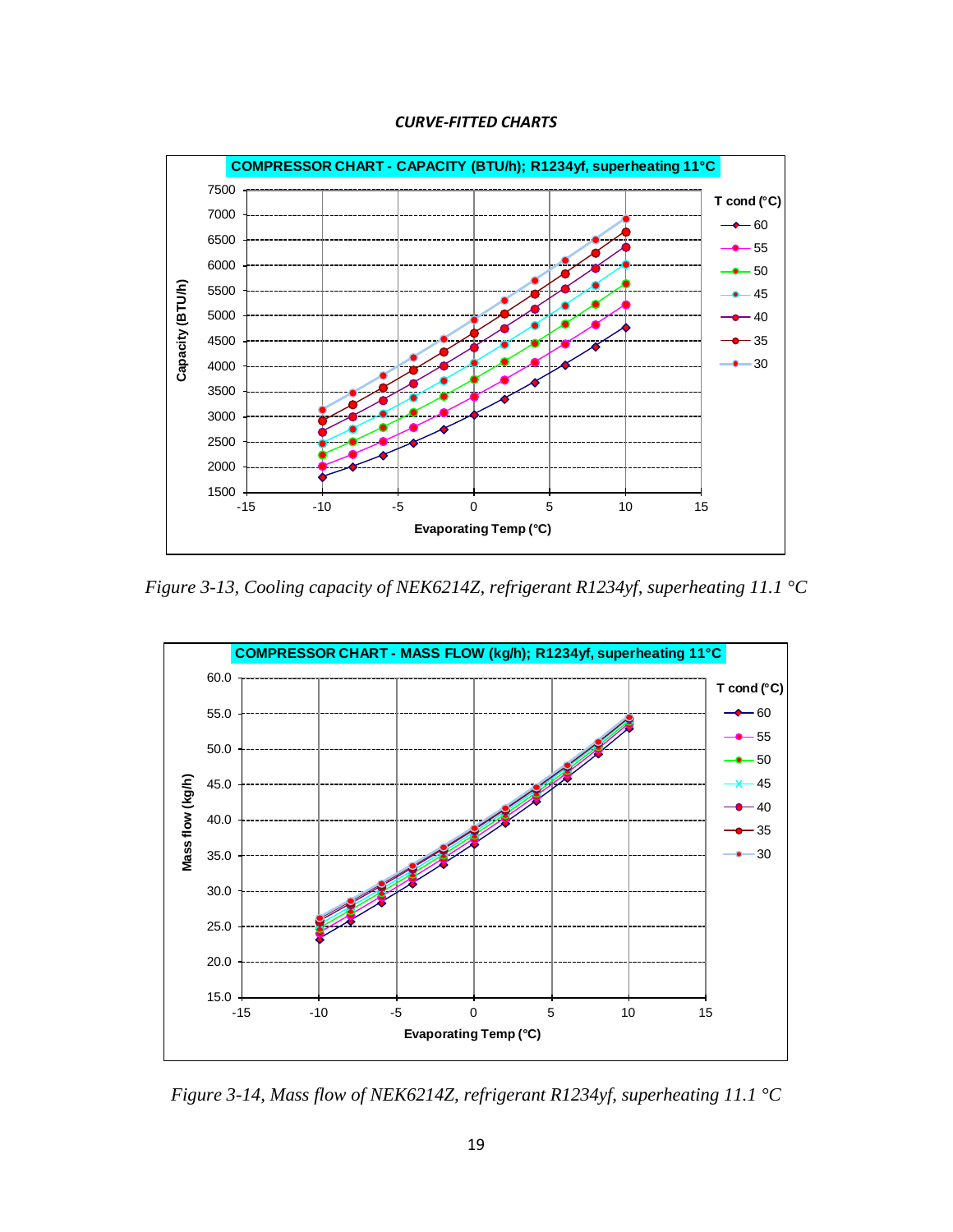*CURVE-FITTED CHARTS*

*Figure 3-13, Cooling capacity of NEK6214Z, refrigerant R1234yf, superheating 11.1 °C*

*Figure 3-14, Mass flow of NEK6214Z, refrigerant R1234yf, superheating 11.1 °C*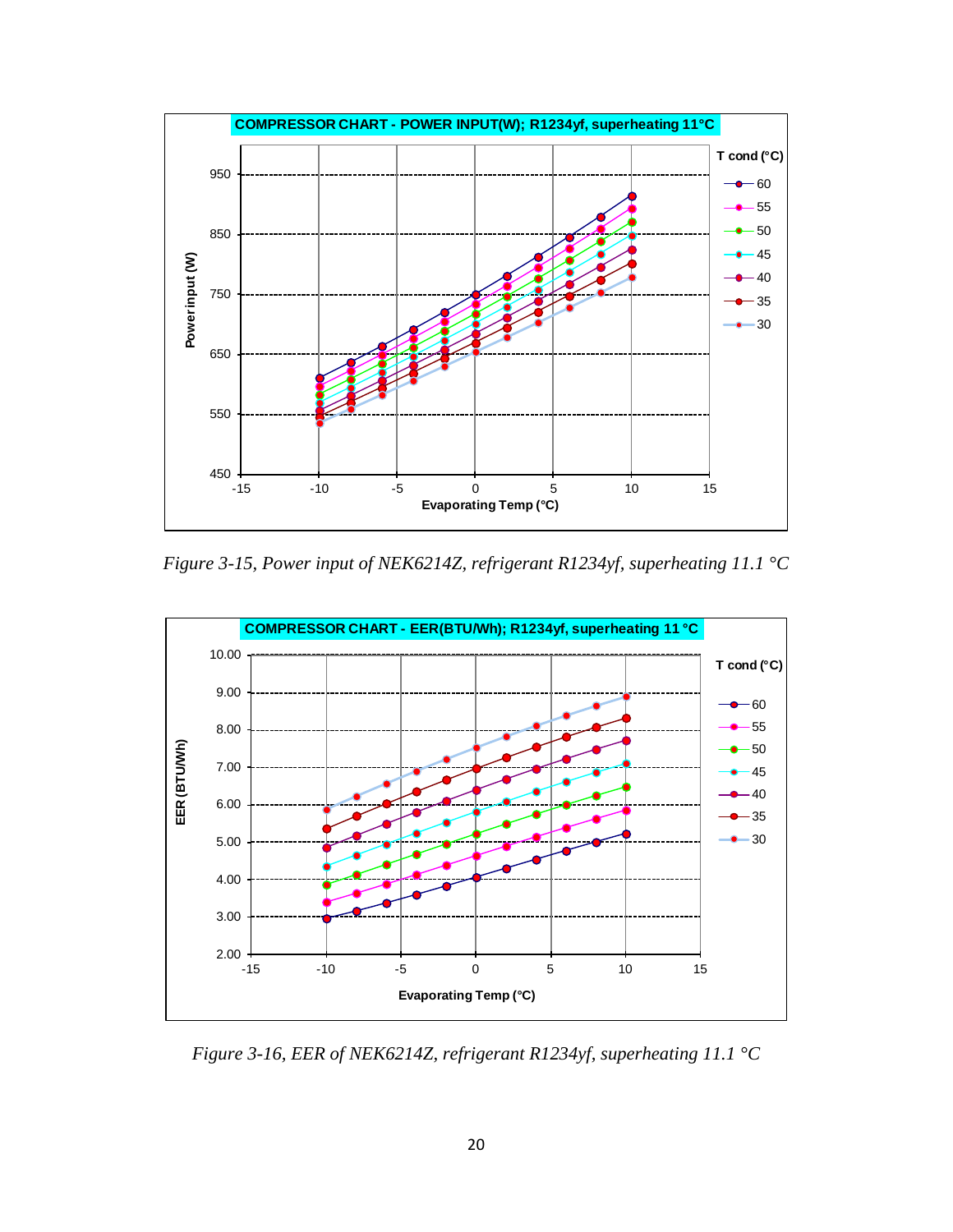Figure 3-15, Power input of NEK6214Z, refrigerant R1234yf, superheating 11.1 °C

Figure 3-16, EER of NEK6214Z, refrigerant R1234yf, superheating 11.1 °C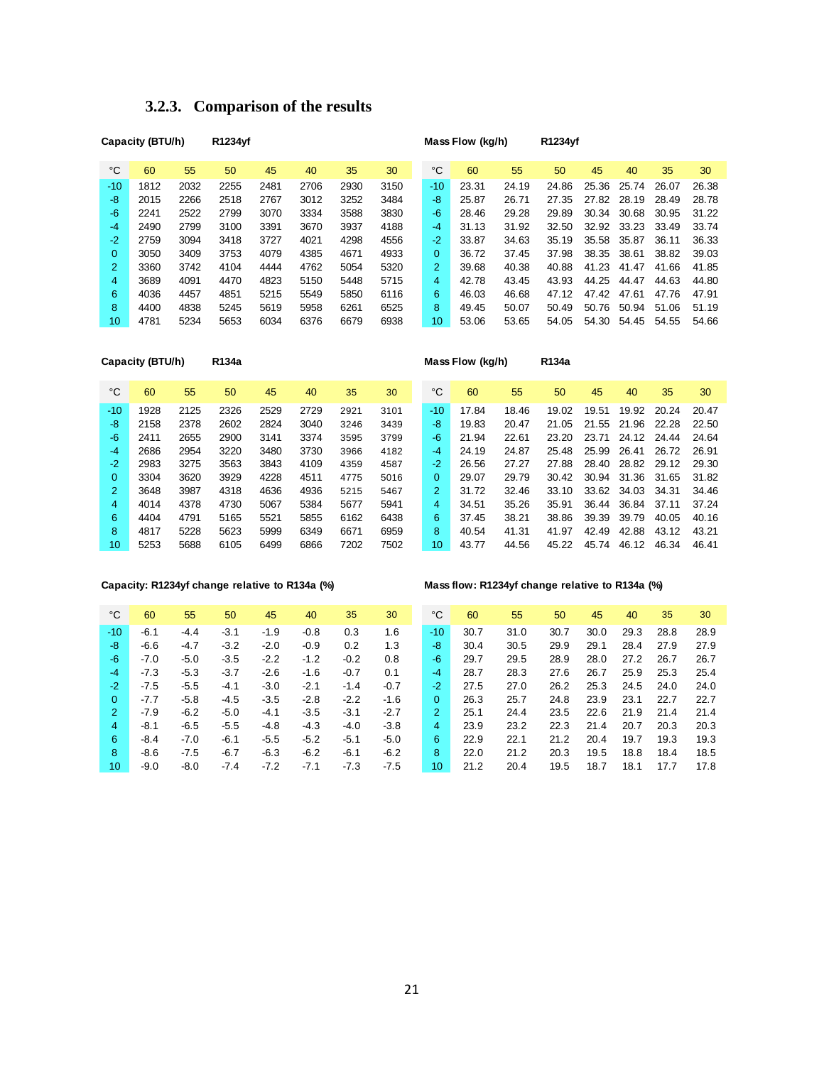### 3.2.3. Comparison of the results

**Capacity (BTU/h) R1234yf**

| °C | 60 | 55 | 50 | 45 | 40 | 35 | 30 |
|---|---|---|---|---|---|---|---|
| -10 | 1812 | 2032 | 2255 | 2481 | 2706 | 2930 | 3150 |
| -8 | 2015 | 2266 | 2518 | 2767 | 3012 | 3252 | 3484 |
| -6 | 2241 | 2522 | 2799 | 3070 | 3334 | 3588 | 3830 |
| -4 | 2490 | 2799 | 3100 | 3391 | 3670 | 3937 | 4188 |
| -2 | 2759 | 3094 | 3418 | 3727 | 4021 | 4298 | 4556 |
| 0 | 3050 | 3409 | 3753 | 4079 | 4385 | 4671 | 4933 |
| 2 | 3360 | 3742 | 4104 | 4444 | 4762 | 5054 | 5320 |
| 4 | 3689 | 4091 | 4470 | 4823 | 5150 | 5448 | 5715 |
| 6 | 4036 | 4457 | 4851 | 5215 | 5549 | 5850 | 6116 |
| 8 | 4400 | 4838 | 5245 | 5619 | 5958 | 6261 | 6525 |
| 10 | 4781 | 5234 | 5653 | 6034 | 6376 | 6679 | 6938 |

**Mass Flow (kg/h) R1234yf**

| °C | 60 | 55 | 50 | 45 | 40 | 35 | 30 |
|---|---|---|---|---|---|---|---|
| -10 | 23.31 | 24.19 | 24.86 | 25.36 | 25.74 | 26.07 | 26.38 |
| -8 | 25.87 | 26.71 | 27.35 | 27.82 | 28.19 | 28.49 | 28.78 |
| -6 | 28.46 | 29.28 | 29.89 | 30.34 | 30.68 | 30.95 | 31.22 |
| -4 | 31.13 | 31.92 | 32.50 | 32.92 | 33.23 | 33.49 | 33.74 |
| -2 | 33.87 | 34.63 | 35.19 | 35.58 | 35.87 | 36.11 | 36.33 |
| 0 | 36.72 | 37.45 | 37.98 | 38.35 | 38.61 | 38.82 | 39.03 |
| 2 | 39.68 | 40.38 | 40.88 | 41.23 | 41.47 | 41.66 | 41.85 |
| 4 | 42.78 | 43.45 | 43.93 | 44.25 | 44.47 | 44.63 | 44.80 |
| 6 | 46.03 | 46.68 | 47.12 | 47.42 | 47.61 | 47.76 | 47.91 |
| 8 | 49.45 | 50.07 | 50.49 | 50.76 | 50.94 | 51.06 | 51.19 |
| 10 | 53.06 | 53.65 | 54.05 | 54.30 | 54.45 | 54.55 | 54.66 |

**Capacity (BTU/h) R134a**

| °C | 60 | 55 | 50 | 45 | 40 | 35 | 30 |
|---|---|---|---|---|---|---|---|
| -10 | 1928 | 2125 | 2326 | 2529 | 2729 | 2921 | 3101 |
| -8 | 2158 | 2378 | 2602 | 2824 | 3040 | 3246 | 3439 |
| -6 | 2411 | 2655 | 2900 | 3141 | 3374 | 3595 | 3799 |
| -4 | 2686 | 2954 | 3220 | 3480 | 3730 | 3966 | 4182 |
| -2 | 2983 | 3275 | 3563 | 3843 | 4109 | 4359 | 4587 |
| 0 | 3304 | 3620 | 3929 | 4228 | 4511 | 4775 | 5016 |
| 2 | 3648 | 3987 | 4318 | 4636 | 4936 | 5215 | 5467 |
| 4 | 4014 | 4378 | 4730 | 5067 | 5384 | 5677 | 5941 |
| 6 | 4404 | 4791 | 5165 | 5521 | 5855 | 6162 | 6438 |
| 8 | 4817 | 5228 | 5623 | 5999 | 6349 | 6671 | 6959 |
| 10 | 5253 | 5688 | 6105 | 6499 | 6866 | 7202 | 7502 |

**Mass Flow (kg/h) R134a**

| °C | 60 | 55 | 50 | 45 | 40 | 35 | 30 |
|---|---|---|---|---|---|---|---|
| -10 | 17.84 | 18.46 | 19.02 | 19.51 | 19.92 | 20.24 | 20.47 |
| -8 | 19.83 | 20.47 | 21.05 | 21.55 | 21.96 | 22.28 | 22.50 |
| -6 | 21.94 | 22.61 | 23.20 | 23.71 | 24.12 | 24.44 | 24.64 |
| -4 | 24.19 | 24.87 | 25.48 | 25.99 | 26.41 | 26.72 | 26.91 |
| -2 | 26.56 | 27.27 | 27.88 | 28.40 | 28.82 | 29.12 | 29.30 |
| 0 | 29.07 | 29.79 | 30.42 | 30.94 | 31.36 | 31.65 | 31.82 |
| 2 | 31.72 | 32.46 | 33.10 | 33.62 | 34.03 | 34.31 | 34.46 |
| 4 | 34.51 | 35.26 | 35.91 | 36.44 | 36.84 | 37.11 | 37.24 |
| 6 | 37.45 | 38.21 | 38.86 | 39.39 | 39.79 | 40.05 | 40.16 |
| 8 | 40.54 | 41.31 | 41.97 | 42.49 | 42.88 | 43.12 | 43.21 |
| 10 | 43.77 | 44.56 | 45.22 | 45.74 | 46.12 | 46.34 | 46.41 |

**Capacity: R1234yf change relative to R134a (%)**

| °C | 60 | 55 | 50 | 45 | 40 | 35 | 30 |
|---|---|---|---|---|---|---|---|
| -10 | -6.1 | -4.4 | -3.1 | -1.9 | -0.8 | 0.3 | 1.6 |
| -8 | -6.6 | -4.7 | -3.2 | -2.0 | -0.9 | 0.2 | 1.3 |
| -6 | -7.0 | -5.0 | -3.5 | -2.2 | -1.2 | -0.2 | 0.8 |
| -4 | -7.3 | -5.3 | -3.7 | -2.6 | -1.6 | -0.7 | 0.1 |
| -2 | -7.5 | -5.5 | -4.1 | -3.0 | -2.1 | -1.4 | -0.7 |
| 0 | -7.7 | -5.8 | -4.5 | -3.5 | -2.8 | -2.2 | -1.6 |
| 2 | -7.9 | -6.2 | -5.0 | -4.1 | -3.5 | -3.1 | -2.7 |
| 4 | -8.1 | -6.5 | -5.5 | -4.8 | -4.3 | -4.0 | -3.8 |
| 6 | -8.4 | -7.0 | -6.1 | -5.5 | -5.2 | -5.1 | -5.0 |
| 8 | -8.6 | -7.5 | -6.7 | -6.3 | -6.2 | -6.1 | -6.2 |
| 10 | -9.0 | -8.0 | -7.4 | -7.2 | -7.1 | -7.3 | -7.5 |

**Mass flow: R1234yf change relative to R134a (%)**

| °C | 60 | 55 | 50 | 45 | 40 | 35 | 30 |
|---|---|---|---|---|---|---|---|
| -10 | 30.7 | 31.0 | 30.7 | 30.0 | 29.3 | 28.8 | 28.9 |
| -8 | 30.4 | 30.5 | 29.9 | 29.1 | 28.4 | 27.9 | 27.9 |
| -6 | 29.7 | 29.5 | 28.9 | 28.0 | 27.2 | 26.7 | 26.7 |
| -4 | 28.7 | 28.3 | 27.6 | 26.7 | 25.9 | 25.3 | 25.4 |
| -2 | 27.5 | 27.0 | 26.2 | 25.3 | 24.5 | 24.0 | 24.0 |
| 0 | 26.3 | 25.7 | 24.8 | 23.9 | 23.1 | 22.7 | 22.7 |
| 2 | 25.1 | 24.4 | 23.5 | 22.6 | 21.9 | 21.4 | 21.4 |
| 4 | 23.9 | 23.2 | 22.3 | 21.4 | 20.7 | 20.3 | 20.3 |
| 6 | 22.9 | 22.1 | 21.2 | 20.4 | 19.7 | 19.3 | 19.3 |
| 8 | 22.0 | 21.2 | 20.3 | 19.5 | 18.8 | 18.4 | 18.5 |
| 10 | 21.2 | 20.4 | 19.5 | 18.7 | 18.1 | 17.7 | 17.8 |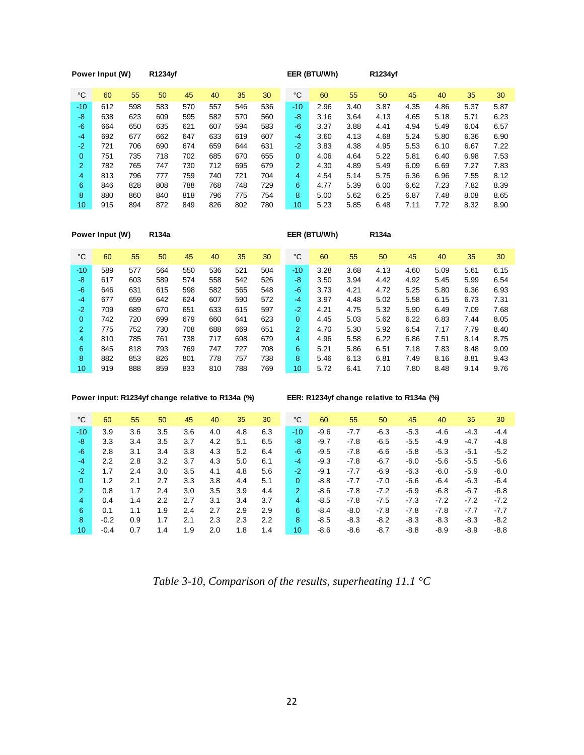**Power Input (W)** **R1234yf**

| °C | 60 | 55 | 50 | 45 | 40 | 35 | 30 |
|---|---|---|---|---|---|---|---|
| -10 | 612 | 598 | 583 | 570 | 557 | 546 | 536 |
| -8 | 638 | 623 | 609 | 595 | 582 | 570 | 560 |
| -6 | 664 | 650 | 635 | 621 | 607 | 594 | 583 |
| -4 | 692 | 677 | 662 | 647 | 633 | 619 | 607 |
| -2 | 721 | 706 | 690 | 674 | 659 | 644 | 631 |
| 0 | 751 | 735 | 718 | 702 | 685 | 670 | 655 |
| 2 | 782 | 765 | 747 | 730 | 712 | 695 | 679 |
| 4 | 813 | 796 | 777 | 759 | 740 | 721 | 704 |
| 6 | 846 | 828 | 808 | 788 | 768 | 748 | 729 |
| 8 | 880 | 860 | 840 | 818 | 796 | 775 | 754 |
| 10 | 915 | 894 | 872 | 849 | 826 | 802 | 780 |

**EER (BTU/Wh)** **R1234yf**

| °C | 60 | 55 | 50 | 45 | 40 | 35 | 30 |
|---|---|---|---|---|---|---|---|
| -10 | 2.96 | 3.40 | 3.87 | 4.35 | 4.86 | 5.37 | 5.87 |
| -8 | 3.16 | 3.64 | 4.13 | 4.65 | 5.18 | 5.71 | 6.23 |
| -6 | 3.37 | 3.88 | 4.41 | 4.94 | 5.49 | 6.04 | 6.57 |
| -4 | 3.60 | 4.13 | 4.68 | 5.24 | 5.80 | 6.36 | 6.90 |
| -2 | 3.83 | 4.38 | 4.95 | 5.53 | 6.10 | 6.67 | 7.22 |
| 0 | 4.06 | 4.64 | 5.22 | 5.81 | 6.40 | 6.98 | 7.53 |
| 2 | 4.30 | 4.89 | 5.49 | 6.09 | 6.69 | 7.27 | 7.83 |
| 4 | 4.54 | 5.14 | 5.75 | 6.36 | 6.96 | 7.55 | 8.12 |
| 6 | 4.77 | 5.39 | 6.00 | 6.62 | 7.23 | 7.82 | 8.39 |
| 8 | 5.00 | 5.62 | 6.25 | 6.87 | 7.48 | 8.08 | 8.65 |
| 10 | 5.23 | 5.85 | 6.48 | 7.11 | 7.72 | 8.32 | 8.90 |

**Power Input (W)** **R134a**

| °C | 60 | 55 | 50 | 45 | 40 | 35 | 30 |
|---|---|---|---|---|---|---|---|
| -10 | 589 | 577 | 564 | 550 | 536 | 521 | 504 |
| -8 | 617 | 603 | 589 | 574 | 558 | 542 | 526 |
| -6 | 646 | 631 | 615 | 598 | 582 | 565 | 548 |
| -4 | 677 | 659 | 642 | 624 | 607 | 590 | 572 |
| -2 | 709 | 689 | 670 | 651 | 633 | 615 | 597 |
| 0 | 742 | 720 | 699 | 679 | 660 | 641 | 623 |
| 2 | 775 | 752 | 730 | 708 | 688 | 669 | 651 |
| 4 | 810 | 785 | 761 | 738 | 717 | 698 | 679 |
| 6 | 845 | 818 | 793 | 769 | 747 | 727 | 708 |
| 8 | 882 | 853 | 826 | 801 | 778 | 757 | 738 |
| 10 | 919 | 888 | 859 | 833 | 810 | 788 | 769 |

**EER (BTU/Wh)** **R134a**

| °C | 60 | 55 | 50 | 45 | 40 | 35 | 30 |
|---|---|---|---|---|---|---|---|
| -10 | 3.28 | 3.68 | 4.13 | 4.60 | 5.09 | 5.61 | 6.15 |
| -8 | 3.50 | 3.94 | 4.42 | 4.92 | 5.45 | 5.99 | 6.54 |
| -6 | 3.73 | 4.21 | 4.72 | 5.25 | 5.80 | 6.36 | 6.93 |
| -4 | 3.97 | 4.48 | 5.02 | 5.58 | 6.15 | 6.73 | 7.31 |
| -2 | 4.21 | 4.75 | 5.32 | 5.90 | 6.49 | 7.09 | 7.68 |
| 0 | 4.45 | 5.03 | 5.62 | 6.22 | 6.83 | 7.44 | 8.05 |
| 2 | 4.70 | 5.30 | 5.92 | 6.54 | 7.17 | 7.79 | 8.40 |
| 4 | 4.96 | 5.58 | 6.22 | 6.86 | 7.51 | 8.14 | 8.75 |
| 6 | 5.21 | 5.86 | 6.51 | 7.18 | 7.83 | 8.48 | 9.09 |
| 8 | 5.46 | 6.13 | 6.81 | 7.49 | 8.16 | 8.81 | 9.43 |
| 10 | 5.72 | 6.41 | 7.10 | 7.80 | 8.48 | 9.14 | 9.76 |

**Power input: R1234yf change relative to R134a (%)**

| °C | 60 | 55 | 50 | 45 | 40 | 35 | 30 |
|---|---|---|---|---|---|---|---|
| -10 | 3.9 | 3.6 | 3.5 | 3.6 | 4.0 | 4.8 | 6.3 |
| -8 | 3.3 | 3.4 | 3.5 | 3.7 | 4.2 | 5.1 | 6.5 |
| -6 | 2.8 | 3.1 | 3.4 | 3.8 | 4.3 | 5.2 | 6.4 |
| -4 | 2.2 | 2.8 | 3.2 | 3.7 | 4.3 | 5.0 | 6.1 |
| -2 | 1.7 | 2.4 | 3.0 | 3.5 | 4.1 | 4.8 | 5.6 |
| 0 | 1.2 | 2.1 | 2.7 | 3.3 | 3.8 | 4.4 | 5.1 |
| 2 | 0.8 | 1.7 | 2.4 | 3.0 | 3.5 | 3.9 | 4.4 |
| 4 | 0.4 | 1.4 | 2.2 | 2.7 | 3.1 | 3.4 | 3.7 |
| 6 | 0.1 | 1.1 | 1.9 | 2.4 | 2.7 | 2.9 | 2.9 |
| 8 | -0.2 | 0.9 | 1.7 | 2.1 | 2.3 | 2.3 | 2.2 |
| 10 | -0.4 | 0.7 | 1.4 | 1.9 | 2.0 | 1.8 | 1.4 |

**EER: R1234yf change relative to R134a (%)**

| °C | 60 | 55 | 50 | 45 | 40 | 35 | 30 |
|---|---|---|---|---|---|---|---|
| -10 | -9.6 | -7.7 | -6.3 | -5.3 | -4.6 | -4.3 | -4.4 |
| -8 | -9.7 | -7.8 | -6.5 | -5.5 | -4.9 | -4.7 | -4.8 |
| -6 | -9.5 | -7.8 | -6.6 | -5.8 | -5.3 | -5.1 | -5.2 |
| -4 | -9.3 | -7.8 | -6.7 | -6.0 | -5.6 | -5.5 | -5.6 |
| -2 | -9.1 | -7.7 | -6.9 | -6.3 | -6.0 | -5.9 | -6.0 |
| 0 | -8.8 | -7.7 | -7.0 | -6.6 | -6.4 | -6.3 | -6.4 |
| 2 | -8.6 | -7.8 | -7.2 | -6.9 | -6.8 | -6.7 | -6.8 |
| 4 | -8.5 | -7.8 | -7.5 | -7.3 | -7.2 | -7.2 | -7.2 |
| 6 | -8.4 | -8.0 | -7.8 | -7.8 | -7.8 | -7.7 | -7.7 |
| 8 | -8.5 | -8.3 | -8.2 | -8.3 | -8.3 | -8.3 | -8.2 |
| 10 | -8.6 | -8.6 | -8.7 | -8.8 | -8.9 | -8.9 | -8.8 |

*Table 3-10, Comparison of the results, superheating 11.1 °C*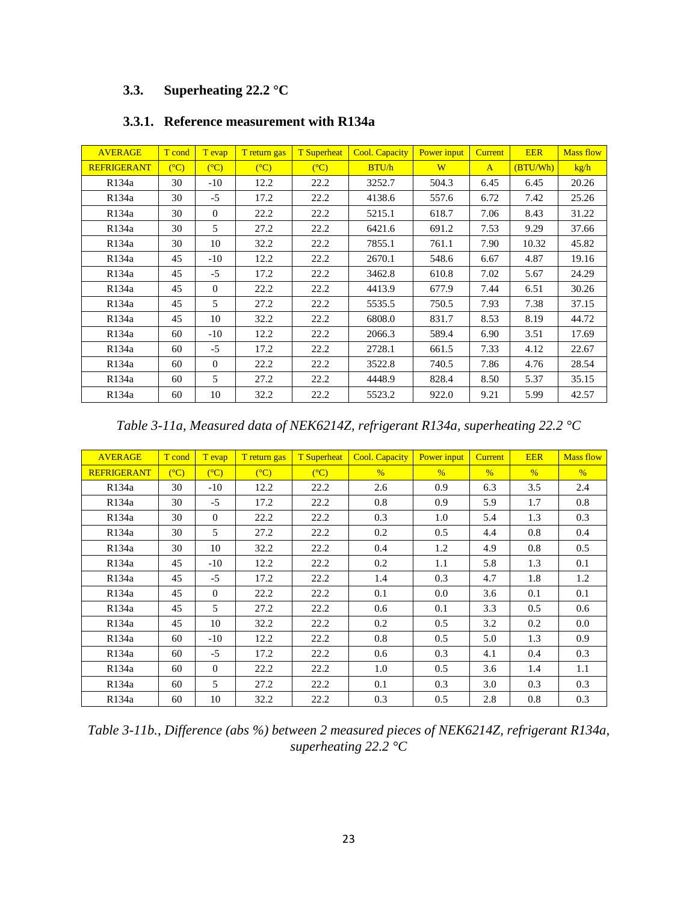## 3.3. Superheating 22.2 °C

### 3.3.1. Reference measurement with R134a

| AVERAGE | T cond | T evap | T return gas | T Superheat | Cool. Capacity | Power input | Current | EER | Mass flow |
|---|---|---|---|---|---|---|---|---|---|
| REFRIGERANT | (°C) | (°C) | (°C) | (°C) | BTU/h | W | A | (BTU/Wh) | kg/h |
| R134a | 30 | -10 | 12.2 | 22.2 | 3252.7 | 504.3 | 6.45 | 6.45 | 20.26 |
| R134a | 30 | -5 | 17.2 | 22.2 | 4138.6 | 557.6 | 6.72 | 7.42 | 25.26 |
| R134a | 30 | 0 | 22.2 | 22.2 | 5215.1 | 618.7 | 7.06 | 8.43 | 31.22 |
| R134a | 30 | 5 | 27.2 | 22.2 | 6421.6 | 691.2 | 7.53 | 9.29 | 37.66 |
| R134a | 30 | 10 | 32.2 | 22.2 | 7855.1 | 761.1 | 7.90 | 10.32 | 45.82 |
| R134a | 45 | -10 | 12.2 | 22.2 | 2670.1 | 548.6 | 6.67 | 4.87 | 19.16 |
| R134a | 45 | -5 | 17.2 | 22.2 | 3462.8 | 610.8 | 7.02 | 5.67 | 24.29 |
| R134a | 45 | 0 | 22.2 | 22.2 | 4413.9 | 677.9 | 7.44 | 6.51 | 30.26 |
| R134a | 45 | 5 | 27.2 | 22.2 | 5535.5 | 750.5 | 7.93 | 7.38 | 37.15 |
| R134a | 45 | 10 | 32.2 | 22.2 | 6808.0 | 831.7 | 8.53 | 8.19 | 44.72 |
| R134a | 60 | -10 | 12.2 | 22.2 | 2066.3 | 589.4 | 6.90 | 3.51 | 17.69 |
| R134a | 60 | -5 | 17.2 | 22.2 | 2728.1 | 661.5 | 7.33 | 4.12 | 22.67 |
| R134a | 60 | 0 | 22.2 | 22.2 | 3522.8 | 740.5 | 7.86 | 4.76 | 28.54 |
| R134a | 60 | 5 | 27.2 | 22.2 | 4448.9 | 828.4 | 8.50 | 5.37 | 35.15 |
| R134a | 60 | 10 | 32.2 | 22.2 | 5523.2 | 922.0 | 9.21 | 5.99 | 42.57 |

*Table 3-11a, Measured data of NEK6214Z, refrigerant R134a, superheating 22.2 °C*

| AVERAGE | T cond | T evap | T return gas | T Superheat | Cool. Capacity | Power input | Current | EER | Mass flow |
|---|---|---|---|---|---|---|---|---|---|
| REFRIGERANT | (°C) | (°C) | (°C) | (°C) | % | % | % | % | % |
| R134a | 30 | -10 | 12.2 | 22.2 | 2.6 | 0.9 | 6.3 | 3.5 | 2.4 |
| R134a | 30 | -5 | 17.2 | 22.2 | 0.8 | 0.9 | 5.9 | 1.7 | 0.8 |
| R134a | 30 | 0 | 22.2 | 22.2 | 0.3 | 1.0 | 5.4 | 1.3 | 0.3 |
| R134a | 30 | 5 | 27.2 | 22.2 | 0.2 | 0.5 | 4.4 | 0.8 | 0.4 |
| R134a | 30 | 10 | 32.2 | 22.2 | 0.4 | 1.2 | 4.9 | 0.8 | 0.5 |
| R134a | 45 | -10 | 12.2 | 22.2 | 0.2 | 1.1 | 5.8 | 1.3 | 0.1 |
| R134a | 45 | -5 | 17.2 | 22.2 | 1.4 | 0.3 | 4.7 | 1.8 | 1.2 |
| R134a | 45 | 0 | 22.2 | 22.2 | 0.1 | 0.0 | 3.6 | 0.1 | 0.1 |
| R134a | 45 | 5 | 27.2 | 22.2 | 0.6 | 0.1 | 3.3 | 0.5 | 0.6 |
| R134a | 45 | 10 | 32.2 | 22.2 | 0.2 | 0.5 | 3.2 | 0.2 | 0.0 |
| R134a | 60 | -10 | 12.2 | 22.2 | 0.8 | 0.5 | 5.0 | 1.3 | 0.9 |
| R134a | 60 | -5 | 17.2 | 22.2 | 0.6 | 0.3 | 4.1 | 0.4 | 0.3 |
| R134a | 60 | 0 | 22.2 | 22.2 | 1.0 | 0.5 | 3.6 | 1.4 | 1.1 |
| R134a | 60 | 5 | 27.2 | 22.2 | 0.1 | 0.3 | 3.0 | 0.3 | 0.3 |
| R134a | 60 | 10 | 32.2 | 22.2 | 0.3 | 0.5 | 2.8 | 0.8 | 0.3 |

*Table 3-11b., Difference (abs %) between 2 measured pieces of NEK6214Z, refrigerant R134a, superheating 22.2 °C*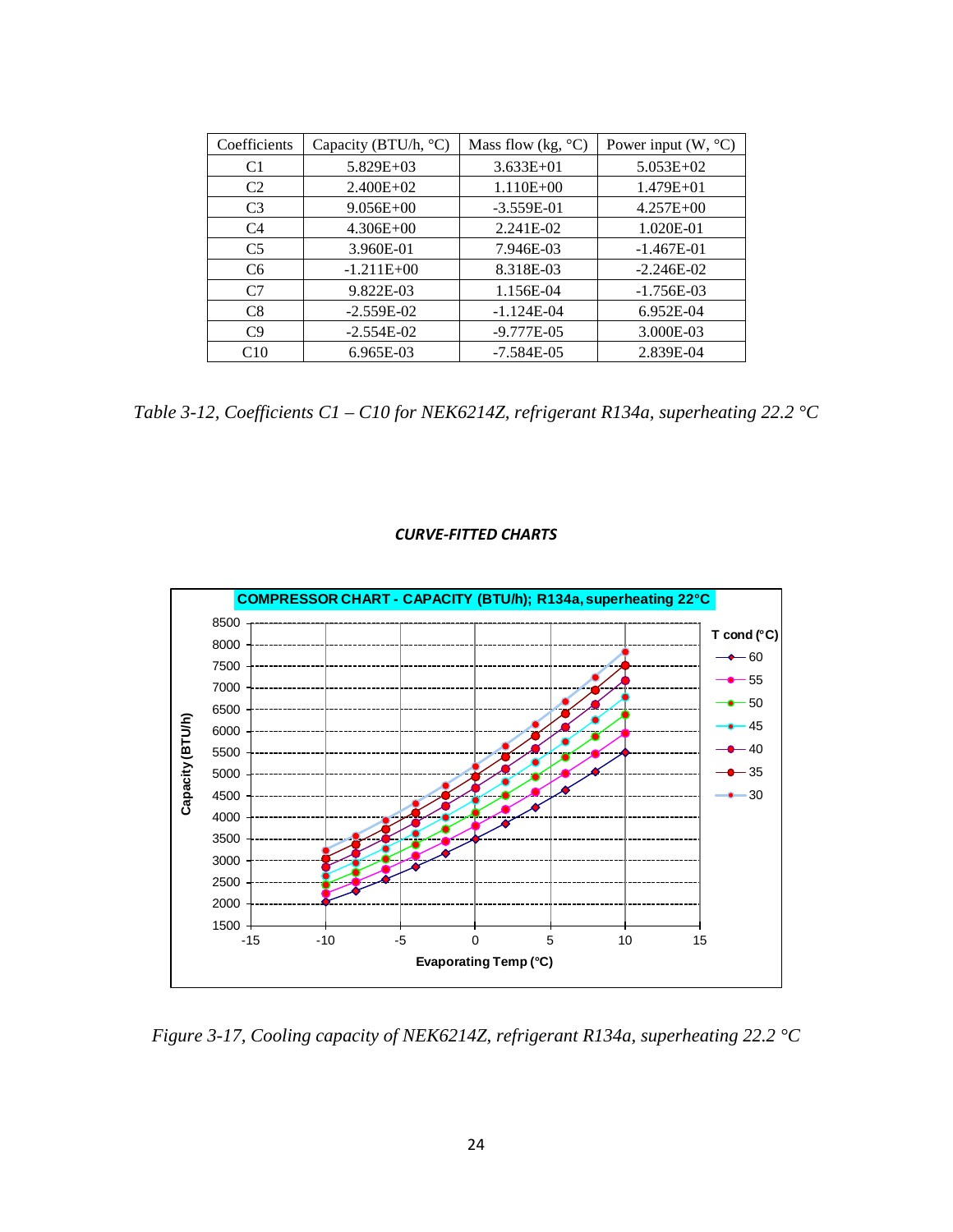| Coefficients | Capacity (BTU/h, °C) | Mass flow (kg, °C) | Power input (W, °C) |
|---|---|---|---|
| C1 | 5.829E+03 | 3.633E+01 | 5.053E+02 |
| C2 | 2.400E+02 | 1.110E+00 | 1.479E+01 |
| C3 | 9.056E+00 | -3.559E-01 | 4.257E+00 |
| C4 | 4.306E+00 | 2.241E-02 | 1.020E-01 |
| C5 | 3.960E-01 | 7.946E-03 | -1.467E-01 |
| C6 | -1.211E+00 | 8.318E-03 | -2.246E-02 |
| C7 | 9.822E-03 | 1.156E-04 | -1.756E-03 |
| C8 | -2.559E-02 | -1.124E-04 | 6.952E-04 |
| C9 | -2.554E-02 | -9.777E-05 | 3.000E-03 |
| C10 | 6.965E-03 | -7.584E-05 | 2.839E-04 |

*Table 3-12, Coefficients C1 – C10 for NEK6214Z, refrigerant R134a, superheating 22.2 °C*

***CURVE-FITTED CHARTS***

*Figure 3-17, Cooling capacity of NEK6214Z, refrigerant R134a, superheating 22.2 °C*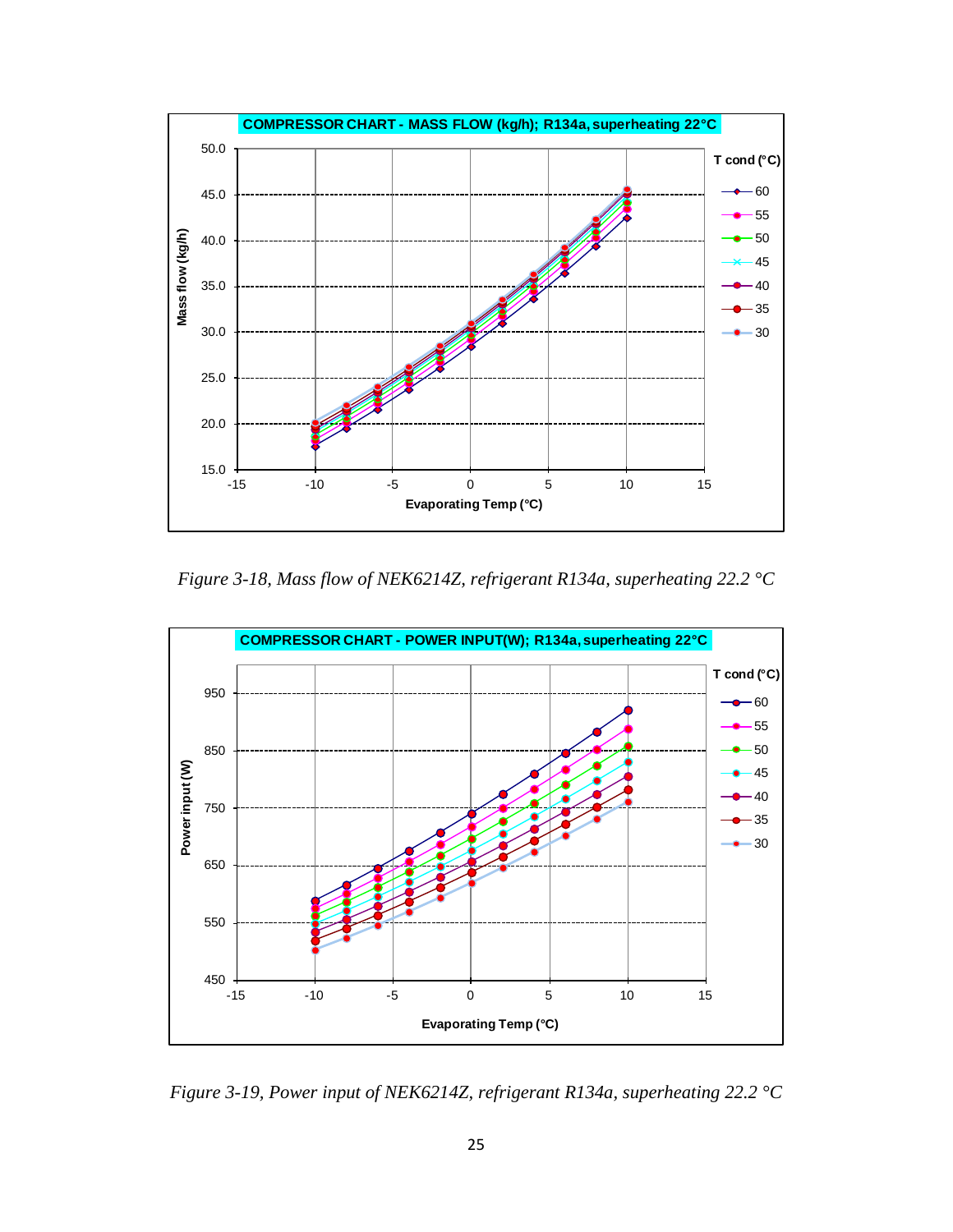Figure 3-18, Mass flow of NEK6214Z, refrigerant R134a, superheating 22.2 °C

Figure 3-19, Power input of NEK6214Z, refrigerant R134a, superheating 22.2 °C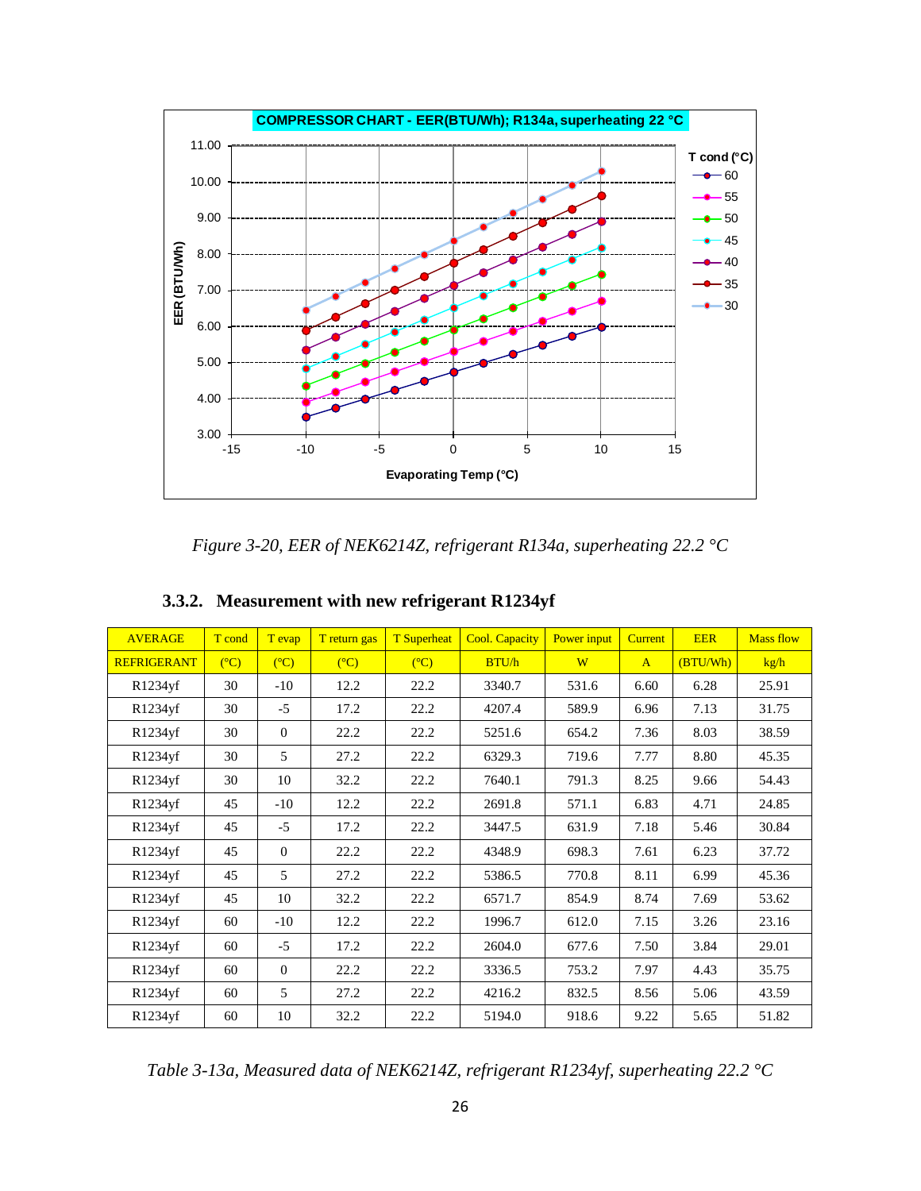*Figure 3-20, EER of NEK6214Z, refrigerant R134a, superheating 22.2 °C*

### 3.3.2. Measurement with new refrigerant R1234yf

| AVERAGE | T cond | T evap | T return gas | T Superheat | Cool. Capacity | Power input | Current | EER | Mass flow |
|---|---|---|---|---|---|---|---|---|---|
| REFRIGERANT | (°C) | (°C) | (°C) | (°C) | BTU/h | W | A | (BTU/Wh) | kg/h |
| R1234yf | 30 | -10 | 12.2 | 22.2 | 3340.7 | 531.6 | 6.60 | 6.28 | 25.91 |
| R1234yf | 30 | -5 | 17.2 | 22.2 | 4207.4 | 589.9 | 6.96 | 7.13 | 31.75 |
| R1234yf | 30 | 0 | 22.2 | 22.2 | 5251.6 | 654.2 | 7.36 | 8.03 | 38.59 |
| R1234yf | 30 | 5 | 27.2 | 22.2 | 6329.3 | 719.6 | 7.77 | 8.80 | 45.35 |
| R1234yf | 30 | 10 | 32.2 | 22.2 | 7640.1 | 791.3 | 8.25 | 9.66 | 54.43 |
| R1234yf | 45 | -10 | 12.2 | 22.2 | 2691.8 | 571.1 | 6.83 | 4.71 | 24.85 |
| R1234yf | 45 | -5 | 17.2 | 22.2 | 3447.5 | 631.9 | 7.18 | 5.46 | 30.84 |
| R1234yf | 45 | 0 | 22.2 | 22.2 | 4348.9 | 698.3 | 7.61 | 6.23 | 37.72 |
| R1234yf | 45 | 5 | 27.2 | 22.2 | 5386.5 | 770.8 | 8.11 | 6.99 | 45.36 |
| R1234yf | 45 | 10 | 32.2 | 22.2 | 6571.7 | 854.9 | 8.74 | 7.69 | 53.62 |
| R1234yf | 60 | -10 | 12.2 | 22.2 | 1996.7 | 612.0 | 7.15 | 3.26 | 23.16 |
| R1234yf | 60 | -5 | 17.2 | 22.2 | 2604.0 | 677.6 | 7.50 | 3.84 | 29.01 |
| R1234yf | 60 | 0 | 22.2 | 22.2 | 3336.5 | 753.2 | 7.97 | 4.43 | 35.75 |
| R1234yf | 60 | 5 | 27.2 | 22.2 | 4216.2 | 832.5 | 8.56 | 5.06 | 43.59 |
| R1234yf | 60 | 10 | 32.2 | 22.2 | 5194.0 | 918.6 | 9.22 | 5.65 | 51.82 |

*Table 3-13a, Measured data of NEK6214Z, refrigerant R1234yf, superheating 22.2 °C*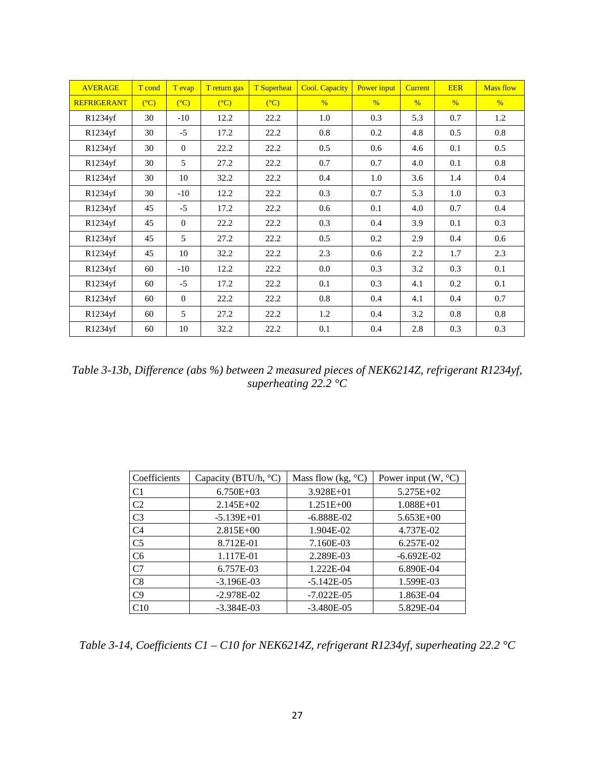| AVERAGE | T cond | T evap | T return gas | T Superheat | Cool. Capacity | Power input | Current | EER | Mass flow |
|---|---|---|---|---|---|---|---|---|---|
| REFRIGERANT | (°C) | (°C) | (°C) | (°C) | % | % | % | % | % |
| R1234yf | 30 | -10 | 12.2 | 22.2 | 1.0 | 0.3 | 5.3 | 0.7 | 1.2 |
| R1234yf | 30 | -5 | 17.2 | 22.2 | 0.8 | 0.2 | 4.8 | 0.5 | 0.8 |
| R1234yf | 30 | 0 | 22.2 | 22.2 | 0.5 | 0.6 | 4.6 | 0.1 | 0.5 |
| R1234yf | 30 | 5 | 27.2 | 22.2 | 0.7 | 0.7 | 4.0 | 0.1 | 0.8 |
| R1234yf | 30 | 10 | 32.2 | 22.2 | 0.4 | 1.0 | 3.6 | 1.4 | 0.4 |
| R1234yf | 30 | -10 | 12.2 | 22.2 | 0.3 | 0.7 | 5.3 | 1.0 | 0.3 |
| R1234yf | 45 | -5 | 17.2 | 22.2 | 0.6 | 0.1 | 4.0 | 0.7 | 0.4 |
| R1234yf | 45 | 0 | 22.2 | 22.2 | 0.3 | 0.4 | 3.9 | 0.1 | 0.3 |
| R1234yf | 45 | 5 | 27.2 | 22.2 | 0.5 | 0.2 | 2.9 | 0.4 | 0.6 |
| R1234yf | 45 | 10 | 32.2 | 22.2 | 2.3 | 0.6 | 2.2 | 1.7 | 2.3 |
| R1234yf | 60 | -10 | 12.2 | 22.2 | 0.0 | 0.3 | 3.2 | 0.3 | 0.1 |
| R1234yf | 60 | -5 | 17.2 | 22.2 | 0.1 | 0.3 | 4.1 | 0.2 | 0.1 |
| R1234yf | 60 | 0 | 22.2 | 22.2 | 0.8 | 0.4 | 4.1 | 0.4 | 0.7 |
| R1234yf | 60 | 5 | 27.2 | 22.2 | 1.2 | 0.4 | 3.2 | 0.8 | 0.8 |
| R1234yf | 60 | 10 | 32.2 | 22.2 | 0.1 | 0.4 | 2.8 | 0.3 | 0.3 |

*Table 3-13b, Difference (abs %) between 2 measured pieces of NEK6214Z, refrigerant R1234yf, superheating 22.2 °C*

| Coefficients | Capacity (BTU/h, °C) | Mass flow (kg, °C) | Power input (W, °C) |
|---|---|---|---|
| C1 | 6.750E+03 | 3.928E+01 | 5.275E+02 |
| C2 | 2.145E+02 | 1.251E+00 | 1.088E+01 |
| C3 | -5.139E+01 | -6.888E-02 | 5.653E+00 |
| C4 | 2.815E+00 | 1.904E-02 | 4.737E-02 |
| C5 | 8.712E-01 | 7.160E-03 | 6.257E-02 |
| C6 | 1.117E-01 | 2.289E-03 | -6.692E-02 |
| C7 | 6.757E-03 | 1.222E-04 | 6.890E-04 |
| C8 | -3.196E-03 | -5.142E-05 | 1.599E-03 |
| C9 | -2.978E-02 | -7.022E-05 | 1.863E-04 |
| C10 | -3.384E-03 | -3.480E-05 | 5.829E-04 |

*Table 3-14, Coefficients C1 – C10 for NEK6214Z, refrigerant R1234yf, superheating 22.2 °C*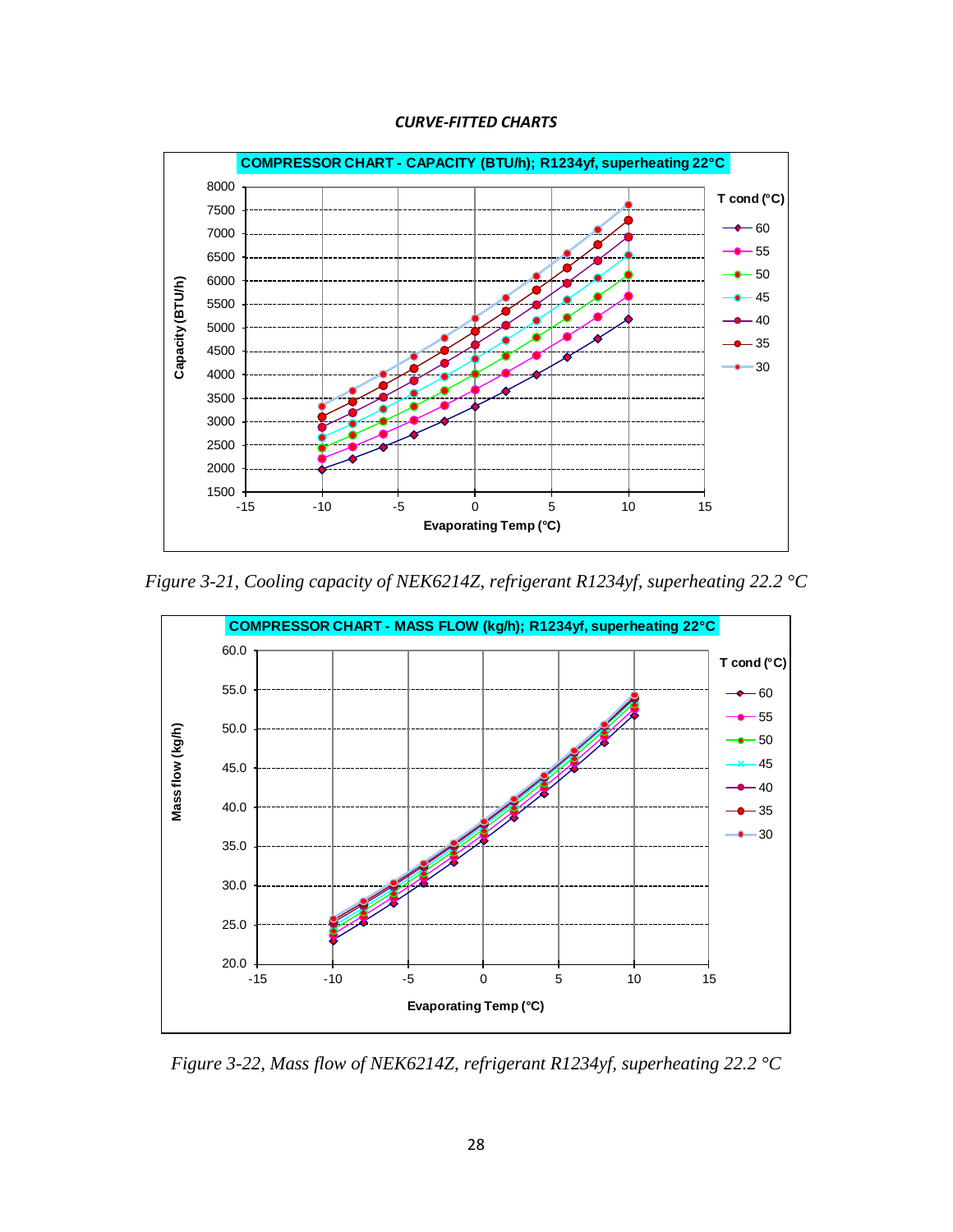***CURVE-FITTED CHARTS***

*Figure 3-21, Cooling capacity of NEK6214Z, refrigerant R1234yf, superheating 22.2 °C*

*Figure 3-22, Mass flow of NEK6214Z, refrigerant R1234yf, superheating 22.2 °C*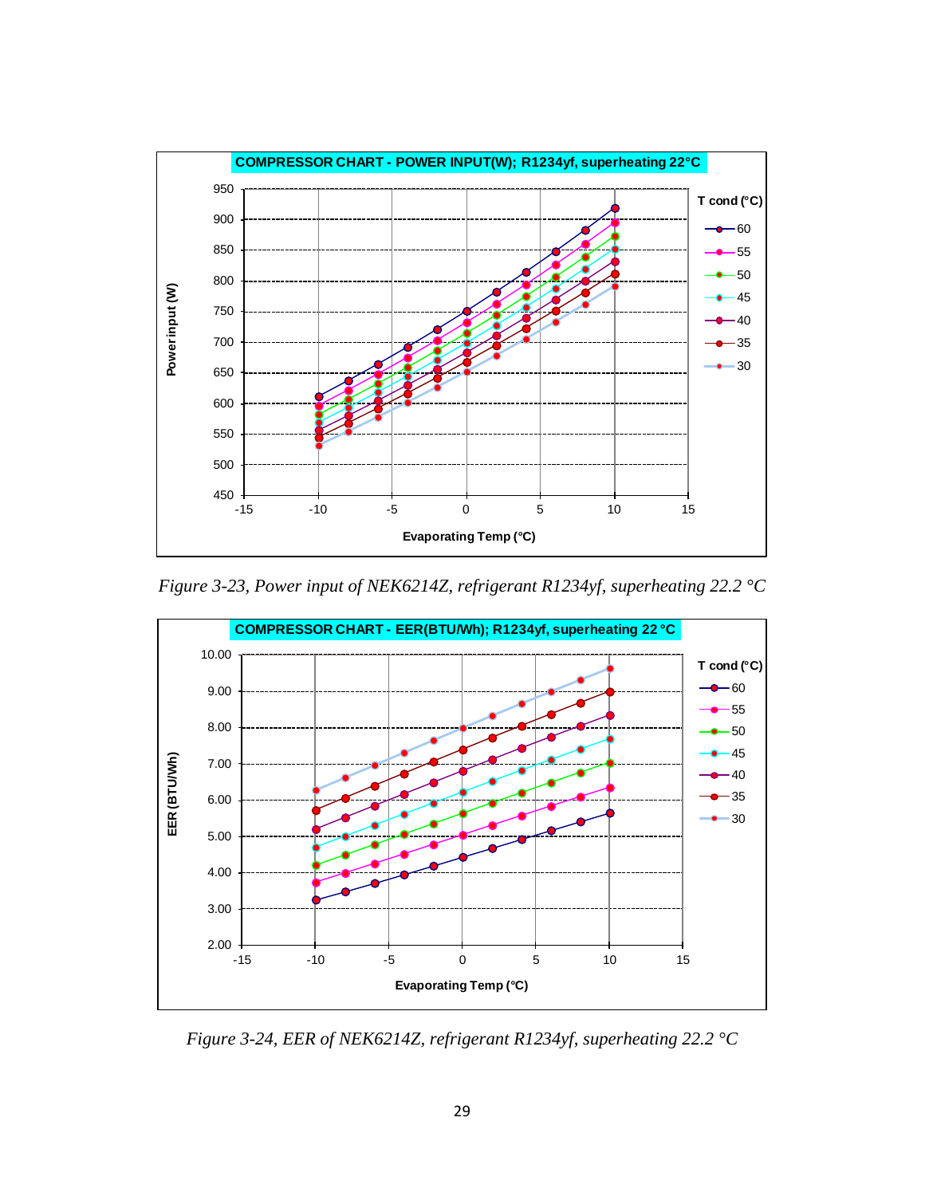Figure 3-23, Power input of NEK6214Z, refrigerant R1234yf, superheating 22.2 °C

Figure 3-24, EER of NEK6214Z, refrigerant R1234yf, superheating 22.2 °C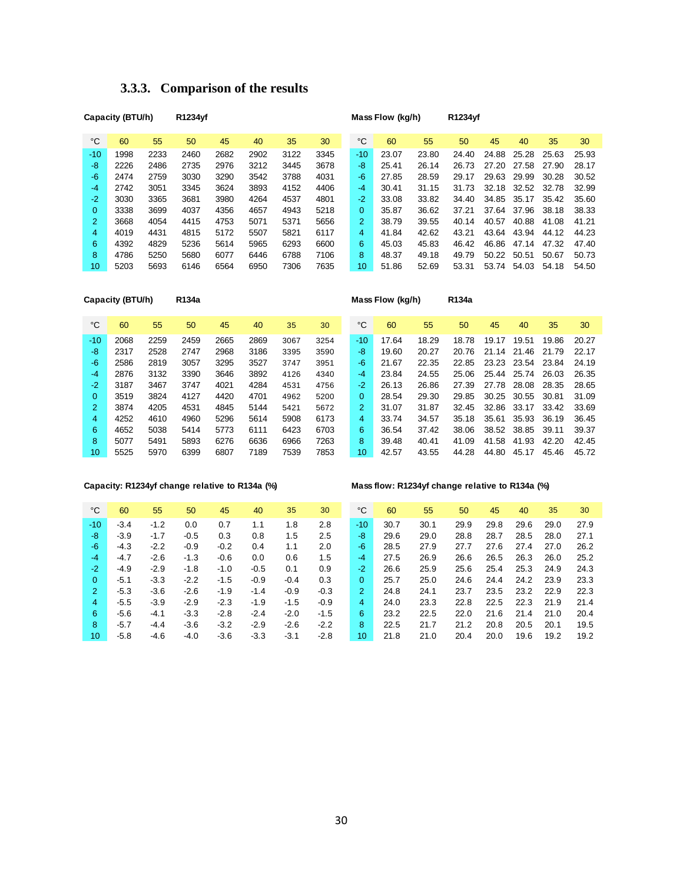### 3.3.3. Comparison of the results

**Capacity (BTU/h) R1234yf**

| °C | 60 | 55 | 50 | 45 | 40 | 35 | 30 |
|---|---|---|---|---|---|---|---|
| -10 | 1998 | 2233 | 2460 | 2682 | 2902 | 3122 | 3345 |
| -8 | 2226 | 2486 | 2735 | 2976 | 3212 | 3445 | 3678 |
| -6 | 2474 | 2759 | 3030 | 3290 | 3542 | 3788 | 4031 |
| -4 | 2742 | 3051 | 3345 | 3624 | 3893 | 4152 | 4406 |
| -2 | 3030 | 3365 | 3681 | 3980 | 4264 | 4537 | 4801 |
| 0 | 3338 | 3699 | 4037 | 4356 | 4657 | 4943 | 5218 |
| 2 | 3668 | 4054 | 4415 | 4753 | 5071 | 5371 | 5656 |
| 4 | 4019 | 4431 | 4815 | 5172 | 5507 | 5821 | 6117 |
| 6 | 4392 | 4829 | 5236 | 5614 | 5965 | 6293 | 6600 |
| 8 | 4786 | 5250 | 5680 | 6077 | 6446 | 6788 | 7106 |
| 10 | 5203 | 5693 | 6146 | 6564 | 6950 | 7306 | 7635 |

**Mass Flow (kg/h) R1234yf**

| °C | 60 | 55 | 50 | 45 | 40 | 35 | 30 |
|---|---|---|---|---|---|---|---|
| -10 | 23.07 | 23.80 | 24.40 | 24.88 | 25.28 | 25.63 | 25.93 |
| -8 | 25.41 | 26.14 | 26.73 | 27.20 | 27.58 | 27.90 | 28.17 |
| -6 | 27.85 | 28.59 | 29.17 | 29.63 | 29.99 | 30.28 | 30.52 |
| -4 | 30.41 | 31.15 | 31.73 | 32.18 | 32.52 | 32.78 | 32.99 |
| -2 | 33.08 | 33.82 | 34.40 | 34.85 | 35.17 | 35.42 | 35.60 |
| 0 | 35.87 | 36.62 | 37.21 | 37.64 | 37.96 | 38.18 | 38.33 |
| 2 | 38.79 | 39.55 | 40.14 | 40.57 | 40.88 | 41.08 | 41.21 |
| 4 | 41.84 | 42.62 | 43.21 | 43.64 | 43.94 | 44.12 | 44.23 |
| 6 | 45.03 | 45.83 | 46.42 | 46.86 | 47.14 | 47.32 | 47.40 |
| 8 | 48.37 | 49.18 | 49.79 | 50.22 | 50.51 | 50.67 | 50.73 |
| 10 | 51.86 | 52.69 | 53.31 | 53.74 | 54.03 | 54.18 | 54.50 |

**Capacity (BTU/h) R134a**

| °C | 60 | 55 | 50 | 45 | 40 | 35 | 30 |
|---|---|---|---|---|---|---|---|
| -10 | 2068 | 2259 | 2459 | 2665 | 2869 | 3067 | 3254 |
| -8 | 2317 | 2528 | 2747 | 2968 | 3186 | 3395 | 3590 |
| -6 | 2586 | 2819 | 3057 | 3295 | 3527 | 3747 | 3951 |
| -4 | 2876 | 3132 | 3390 | 3646 | 3892 | 4126 | 4340 |
| -2 | 3187 | 3467 | 3747 | 4021 | 4284 | 4531 | 4756 |
| 0 | 3519 | 3824 | 4127 | 4420 | 4701 | 4962 | 5200 |
| 2 | 3874 | 4205 | 4531 | 4845 | 5144 | 5421 | 5672 |
| 4 | 4252 | 4610 | 4960 | 5296 | 5614 | 5908 | 6173 |
| 6 | 4652 | 5038 | 5414 | 5773 | 6111 | 6423 | 6703 |
| 8 | 5077 | 5491 | 5893 | 6276 | 6636 | 6966 | 7263 |
| 10 | 5525 | 5970 | 6399 | 6807 | 7189 | 7539 | 7853 |

**Mass Flow (kg/h) R134a**

| °C | 60 | 55 | 50 | 45 | 40 | 35 | 30 |
|---|---|---|---|---|---|---|---|
| -10 | 17.64 | 18.29 | 18.78 | 19.17 | 19.51 | 19.86 | 20.27 |
| -8 | 19.60 | 20.27 | 20.76 | 21.14 | 21.46 | 21.79 | 22.17 |
| -6 | 21.67 | 22.35 | 22.85 | 23.23 | 23.54 | 23.84 | 24.19 |
| -4 | 23.84 | 24.55 | 25.06 | 25.44 | 25.74 | 26.03 | 26.35 |
| -2 | 26.13 | 26.86 | 27.39 | 27.78 | 28.08 | 28.35 | 28.65 |
| 0 | 28.54 | 29.30 | 29.85 | 30.25 | 30.55 | 30.81 | 31.09 |
| 2 | 31.07 | 31.87 | 32.45 | 32.86 | 33.17 | 33.42 | 33.69 |
| 4 | 33.74 | 34.57 | 35.18 | 35.61 | 35.93 | 36.19 | 36.45 |
| 6 | 36.54 | 37.42 | 38.06 | 38.52 | 38.85 | 39.11 | 39.37 |
| 8 | 39.48 | 40.41 | 41.09 | 41.58 | 41.93 | 42.20 | 42.45 |
| 10 | 42.57 | 43.55 | 44.28 | 44.80 | 45.17 | 45.46 | 45.72 |

**Capacity: R1234yf change relative to R134a (%)**

| °C | 60 | 55 | 50 | 45 | 40 | 35 | 30 |
|---|---|---|---|---|---|---|---|
| -10 | -3.4 | -1.2 | 0.0 | 0.7 | 1.1 | 1.8 | 2.8 |
| -8 | -3.9 | -1.7 | -0.5 | 0.3 | 0.8 | 1.5 | 2.5 |
| -6 | -4.3 | -2.2 | -0.9 | -0.2 | 0.4 | 1.1 | 2.0 |
| -4 | -4.7 | -2.6 | -1.3 | -0.6 | 0.0 | 0.6 | 1.5 |
| -2 | -4.9 | -2.9 | -1.8 | -1.0 | -0.5 | 0.1 | 0.9 |
| 0 | -5.1 | -3.3 | -2.2 | -1.5 | -0.9 | -0.4 | 0.3 |
| 2 | -5.3 | -3.6 | -2.6 | -1.9 | -1.4 | -0.9 | -0.3 |
| 4 | -5.5 | -3.9 | -2.9 | -2.3 | -1.9 | -1.5 | -0.9 |
| 6 | -5.6 | -4.1 | -3.3 | -2.8 | -2.4 | -2.0 | -1.5 |
| 8 | -5.7 | -4.4 | -3.6 | -3.2 | -2.9 | -2.6 | -2.2 |
| 10 | -5.8 | -4.6 | -4.0 | -3.6 | -3.3 | -3.1 | -2.8 |

**Mass flow: R1234yf change relative to R134a (%)**

| °C | 60 | 55 | 50 | 45 | 40 | 35 | 30 |
|---|---|---|---|---|---|---|---|
| -10 | 30.7 | 30.1 | 29.9 | 29.8 | 29.6 | 29.0 | 27.9 |
| -8 | 29.6 | 29.0 | 28.8 | 28.7 | 28.5 | 28.0 | 27.1 |
| -6 | 28.5 | 27.9 | 27.7 | 27.6 | 27.4 | 27.0 | 26.2 |
| -4 | 27.5 | 26.9 | 26.6 | 26.5 | 26.3 | 26.0 | 25.2 |
| -2 | 26.6 | 25.9 | 25.6 | 25.4 | 25.3 | 24.9 | 24.3 |
| 0 | 25.7 | 25.0 | 24.6 | 24.4 | 24.2 | 23.9 | 23.3 |
| 2 | 24.8 | 24.1 | 23.7 | 23.5 | 23.2 | 22.9 | 22.3 |
| 4 | 24.0 | 23.3 | 22.8 | 22.5 | 22.3 | 21.9 | 21.4 |
| 6 | 23.2 | 22.5 | 22.0 | 21.6 | 21.4 | 21.0 | 20.4 |
| 8 | 22.5 | 21.7 | 21.2 | 20.8 | 20.5 | 20.1 | 19.5 |
| 10 | 21.8 | 21.0 | 20.4 | 20.0 | 19.6 | 19.2 | 19.2 |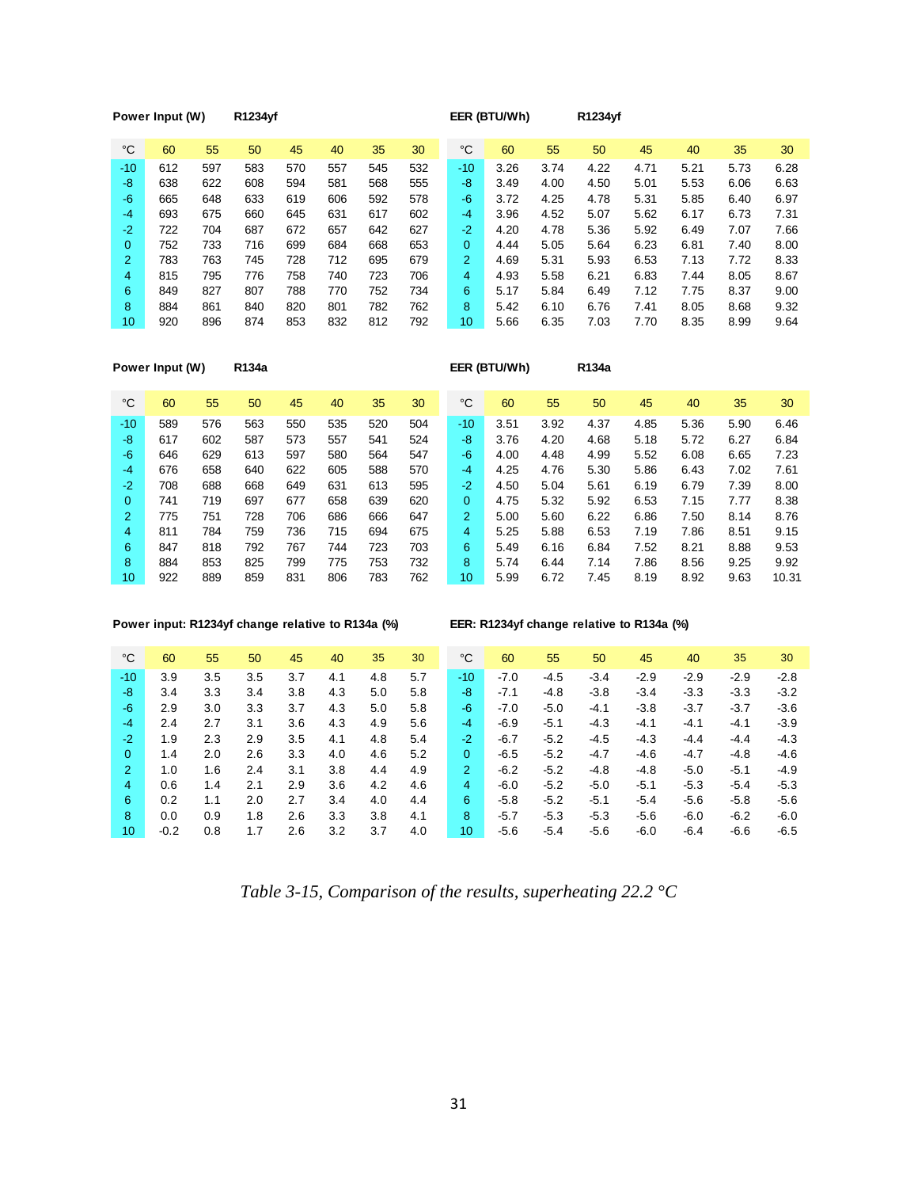**Power Input (W) R1234yf**

| °C | 60 | 55 | 50 | 45 | 40 | 35 | 30 |
|---|---|---|---|---|---|---|---|
| -10 | 612 | 597 | 583 | 570 | 557 | 545 | 532 |
| -8 | 638 | 622 | 608 | 594 | 581 | 568 | 555 |
| -6 | 665 | 648 | 633 | 619 | 606 | 592 | 578 |
| -4 | 693 | 675 | 660 | 645 | 631 | 617 | 602 |
| -2 | 722 | 704 | 687 | 672 | 657 | 642 | 627 |
| 0 | 752 | 733 | 716 | 699 | 684 | 668 | 653 |
| 2 | 783 | 763 | 745 | 728 | 712 | 695 | 679 |
| 4 | 815 | 795 | 776 | 758 | 740 | 723 | 706 |
| 6 | 849 | 827 | 807 | 788 | 770 | 752 | 734 |
| 8 | 884 | 861 | 840 | 820 | 801 | 782 | 762 |
| 10 | 920 | 896 | 874 | 853 | 832 | 812 | 792 |

**EER (BTU/Wh) R1234yf**

| °C | 60 | 55 | 50 | 45 | 40 | 35 | 30 |
|---|---|---|---|---|---|---|---|
| -10 | 3.26 | 3.74 | 4.22 | 4.71 | 5.21 | 5.73 | 6.28 |
| -8 | 3.49 | 4.00 | 4.50 | 5.01 | 5.53 | 6.06 | 6.63 |
| -6 | 3.72 | 4.25 | 4.78 | 5.31 | 5.85 | 6.40 | 6.97 |
| -4 | 3.96 | 4.52 | 5.07 | 5.62 | 6.17 | 6.73 | 7.31 |
| -2 | 4.20 | 4.78 | 5.36 | 5.92 | 6.49 | 7.07 | 7.66 |
| 0 | 4.44 | 5.05 | 5.64 | 6.23 | 6.81 | 7.40 | 8.00 |
| 2 | 4.69 | 5.31 | 5.93 | 6.53 | 7.13 | 7.72 | 8.33 |
| 4 | 4.93 | 5.58 | 6.21 | 6.83 | 7.44 | 8.05 | 8.67 |
| 6 | 5.17 | 5.84 | 6.49 | 7.12 | 7.75 | 8.37 | 9.00 |
| 8 | 5.42 | 6.10 | 6.76 | 7.41 | 8.05 | 8.68 | 9.32 |
| 10 | 5.66 | 6.35 | 7.03 | 7.70 | 8.35 | 8.99 | 9.64 |

**Power Input (W) R134a**

| °C | 60 | 55 | 50 | 45 | 40 | 35 | 30 |
|---|---|---|---|---|---|---|---|
| -10 | 589 | 576 | 563 | 550 | 535 | 520 | 504 |
| -8 | 617 | 602 | 587 | 573 | 557 | 541 | 524 |
| -6 | 646 | 629 | 613 | 597 | 580 | 564 | 547 |
| -4 | 676 | 658 | 640 | 622 | 605 | 588 | 570 |
| -2 | 708 | 688 | 668 | 649 | 631 | 613 | 595 |
| 0 | 741 | 719 | 697 | 677 | 658 | 639 | 620 |
| 2 | 775 | 751 | 728 | 706 | 686 | 666 | 647 |
| 4 | 811 | 784 | 759 | 736 | 715 | 694 | 675 |
| 6 | 847 | 818 | 792 | 767 | 744 | 723 | 703 |
| 8 | 884 | 853 | 825 | 799 | 775 | 753 | 732 |
| 10 | 922 | 889 | 859 | 831 | 806 | 783 | 762 |

**EER (BTU/Wh) R134a**

| °C | 60 | 55 | 50 | 45 | 40 | 35 | 30 |
|---|---|---|---|---|---|---|---|
| -10 | 3.51 | 3.92 | 4.37 | 4.85 | 5.36 | 5.90 | 6.46 |
| -8 | 3.76 | 4.20 | 4.68 | 5.18 | 5.72 | 6.27 | 6.84 |
| -6 | 4.00 | 4.48 | 4.99 | 5.52 | 6.08 | 6.65 | 7.23 |
| -4 | 4.25 | 4.76 | 5.30 | 5.86 | 6.43 | 7.02 | 7.61 |
| -2 | 4.50 | 5.04 | 5.61 | 6.19 | 6.79 | 7.39 | 8.00 |
| 0 | 4.75 | 5.32 | 5.92 | 6.53 | 7.15 | 7.77 | 8.38 |
| 2 | 5.00 | 5.60 | 6.22 | 6.86 | 7.50 | 8.14 | 8.76 |
| 4 | 5.25 | 5.88 | 6.53 | 7.19 | 7.86 | 8.51 | 9.15 |
| 6 | 5.49 | 6.16 | 6.84 | 7.52 | 8.21 | 8.88 | 9.53 |
| 8 | 5.74 | 6.44 | 7.14 | 7.86 | 8.56 | 9.25 | 9.92 |
| 10 | 5.99 | 6.72 | 7.45 | 8.19 | 8.92 | 9.63 | 10.31 |

**Power input: R1234yf change relative to R134a (%)**

| °C | 60 | 55 | 50 | 45 | 40 | 35 | 30 |
|---|---|---|---|---|---|---|---|
| -10 | 3.9 | 3.5 | 3.5 | 3.7 | 4.1 | 4.8 | 5.7 |
| -8 | 3.4 | 3.3 | 3.4 | 3.8 | 4.3 | 5.0 | 5.8 |
| -6 | 2.9 | 3.0 | 3.3 | 3.7 | 4.3 | 5.0 | 5.8 |
| -4 | 2.4 | 2.7 | 3.1 | 3.6 | 4.3 | 4.9 | 5.6 |
| -2 | 1.9 | 2.3 | 2.9 | 3.5 | 4.1 | 4.8 | 5.4 |
| 0 | 1.4 | 2.0 | 2.6 | 3.3 | 4.0 | 4.6 | 5.2 |
| 2 | 1.0 | 1.6 | 2.4 | 3.1 | 3.8 | 4.4 | 4.9 |
| 4 | 0.6 | 1.4 | 2.1 | 2.9 | 3.6 | 4.2 | 4.6 |
| 6 | 0.2 | 1.1 | 2.0 | 2.7 | 3.4 | 4.0 | 4.4 |
| 8 | 0.0 | 0.9 | 1.8 | 2.6 | 3.3 | 3.8 | 4.1 |
| 10 | -0.2 | 0.8 | 1.7 | 2.6 | 3.2 | 3.7 | 4.0 |

**EER: R1234yf change relative to R134a (%)**

| °C | 60 | 55 | 50 | 45 | 40 | 35 | 30 |
|---|---|---|---|---|---|---|---|
| -10 | -7.0 | -4.5 | -3.4 | -2.9 | -2.9 | -2.9 | -2.8 |
| -8 | -7.1 | -4.8 | -3.8 | -3.4 | -3.3 | -3.3 | -3.2 |
| -6 | -7.0 | -5.0 | -4.1 | -3.8 | -3.7 | -3.7 | -3.6 |
| -4 | -6.9 | -5.1 | -4.3 | -4.1 | -4.1 | -4.1 | -3.9 |
| -2 | -6.7 | -5.2 | -4.5 | -4.3 | -4.4 | -4.4 | -4.3 |
| 0 | -6.5 | -5.2 | -4.7 | -4.6 | -4.7 | -4.8 | -4.6 |
| 2 | -6.2 | -5.2 | -4.8 | -4.8 | -5.0 | -5.1 | -4.9 |
| 4 | -6.0 | -5.2 | -5.0 | -5.1 | -5.3 | -5.4 | -5.3 |
| 6 | -5.8 | -5.2 | -5.1 | -5.4 | -5.6 | -5.8 | -5.6 |
| 8 | -5.7 | -5.3 | -5.3 | -5.6 | -6.0 | -6.2 | -6.0 |
| 10 | -5.6 | -5.4 | -5.6 | -6.0 | -6.4 | -6.6 | -6.5 |

*Table 3-15, Comparison of the results, superheating 22.2 °C*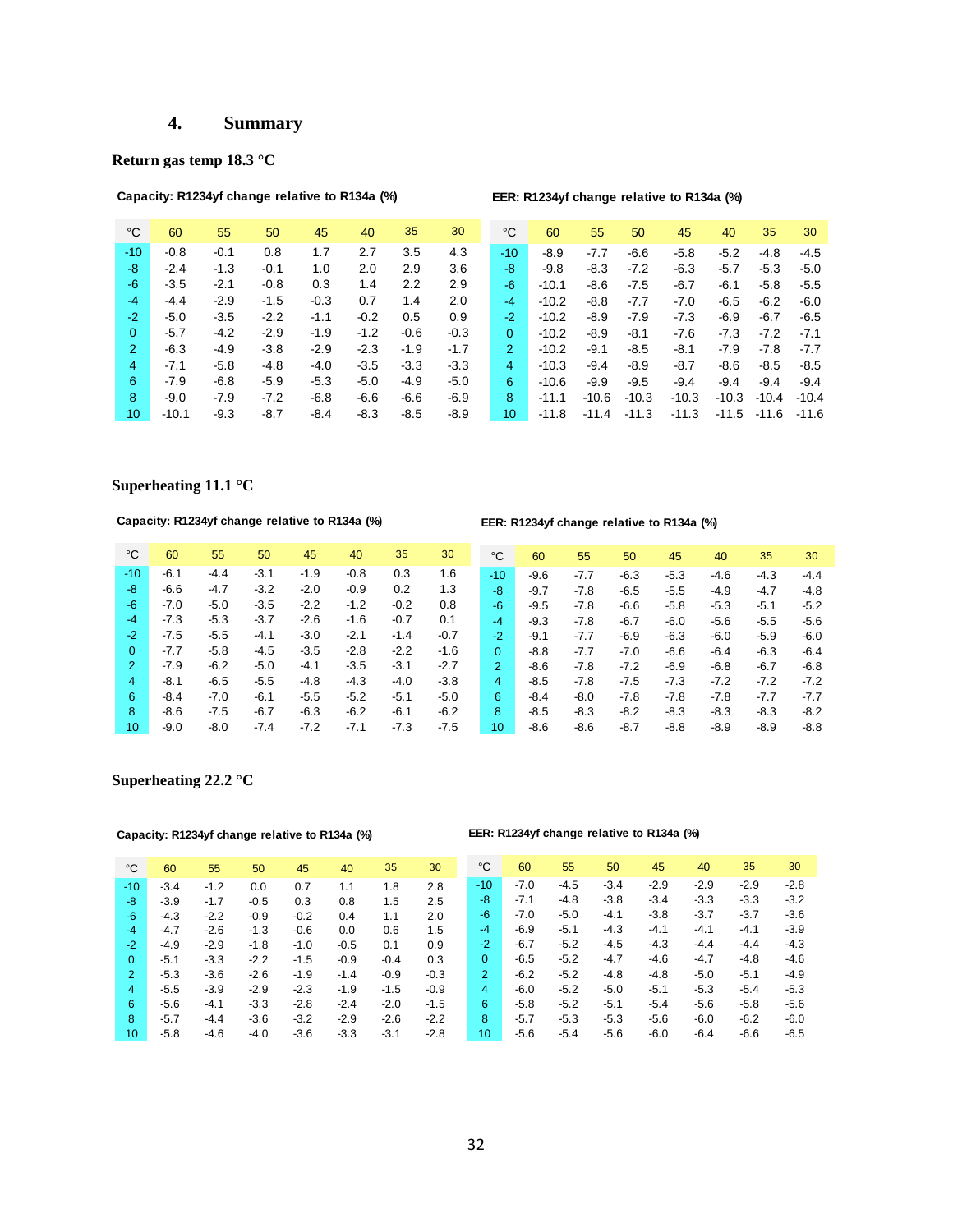## 4. Summary

### Return gas temp 18.3 °C

**Capacity: R1234yf change relative to R134a (%)**

| °C | 60 | 55 | 50 | 45 | 40 | 35 | 30 |
|---|---|---|---|---|---|---|---|
| -10 | -0.8 | -0.1 | 0.8 | 1.7 | 2.7 | 3.5 | 4.3 |
| -8 | -2.4 | -1.3 | -0.1 | 1.0 | 2.0 | 2.9 | 3.6 |
| -6 | -3.5 | -2.1 | -0.8 | 0.3 | 1.4 | 2.2 | 2.9 |
| -4 | -4.4 | -2.9 | -1.5 | -0.3 | 0.7 | 1.4 | 2.0 |
| -2 | -5.0 | -3.5 | -2.2 | -1.1 | -0.2 | 0.5 | 0.9 |
| 0 | -5.7 | -4.2 | -2.9 | -1.9 | -1.2 | -0.6 | -0.3 |
| 2 | -6.3 | -4.9 | -3.8 | -2.9 | -2.3 | -1.9 | -1.7 |
| 4 | -7.1 | -5.8 | -4.8 | -4.0 | -3.5 | -3.3 | -3.3 |
| 6 | -7.9 | -6.8 | -5.9 | -5.3 | -5.0 | -4.9 | -5.0 |
| 8 | -9.0 | -7.9 | -7.2 | -6.8 | -6.6 | -6.6 | -6.9 |
| 10 | -10.1 | -9.3 | -8.7 | -8.4 | -8.3 | -8.5 | -8.9 |

**EER: R1234yf change relative to R134a (%)**

| °C | 60 | 55 | 50 | 45 | 40 | 35 | 30 |
|---|---|---|---|---|---|---|---|
| -10 | -8.9 | -7.7 | -6.6 | -5.8 | -5.2 | -4.8 | -4.5 |
| -8 | -9.8 | -8.3 | -7.2 | -6.3 | -5.7 | -5.3 | -5.0 |
| -6 | -10.1 | -8.6 | -7.5 | -6.7 | -6.1 | -5.8 | -5.5 |
| -4 | -10.2 | -8.8 | -7.7 | -7.0 | -6.5 | -6.2 | -6.0 |
| -2 | -10.2 | -8.9 | -7.9 | -7.3 | -6.9 | -6.7 | -6.5 |
| 0 | -10.2 | -8.9 | -8.1 | -7.6 | -7.3 | -7.2 | -7.1 |
| 2 | -10.2 | -9.1 | -8.5 | -8.1 | -7.9 | -7.8 | -7.7 |
| 4 | -10.3 | -9.4 | -8.9 | -8.7 | -8.6 | -8.5 | -8.5 |
| 6 | -10.6 | -9.9 | -9.5 | -9.4 | -9.4 | -9.4 | -9.4 |
| 8 | -11.1 | -10.6 | -10.3 | -10.3 | -10.3 | -10.4 | -10.4 |
| 10 | -11.8 | -11.4 | -11.3 | -11.3 | -11.5 | -11.6 | -11.6 |

### Superheating 11.1 °C

**Capacity: R1234yf change relative to R134a (%)**

| °C | 60 | 55 | 50 | 45 | 40 | 35 | 30 |
|---|---|---|---|---|---|---|---|
| -10 | -6.1 | -4.4 | -3.1 | -1.9 | -0.8 | 0.3 | 1.6 |
| -8 | -6.6 | -4.7 | -3.2 | -2.0 | -0.9 | 0.2 | 1.3 |
| -6 | -7.0 | -5.0 | -3.5 | -2.2 | -1.2 | -0.2 | 0.8 |
| -4 | -7.3 | -5.3 | -3.7 | -2.6 | -1.6 | -0.7 | 0.1 |
| -2 | -7.5 | -5.5 | -4.1 | -3.0 | -2.1 | -1.4 | -0.7 |
| 0 | -7.7 | -5.8 | -4.5 | -3.5 | -2.8 | -2.2 | -1.6 |
| 2 | -7.9 | -6.2 | -5.0 | -4.1 | -3.5 | -3.1 | -2.7 |
| 4 | -8.1 | -6.5 | -5.5 | -4.8 | -4.3 | -4.0 | -3.8 |
| 6 | -8.4 | -7.0 | -6.1 | -5.5 | -5.2 | -5.1 | -5.0 |
| 8 | -8.6 | -7.5 | -6.7 | -6.3 | -6.2 | -6.1 | -6.2 |
| 10 | -9.0 | -8.0 | -7.4 | -7.2 | -7.1 | -7.3 | -7.5 |

**EER: R1234yf change relative to R134a (%)**

| °C | 60 | 55 | 50 | 45 | 40 | 35 | 30 |
|---|---|---|---|---|---|---|---|
| -10 | -9.6 | -7.7 | -6.3 | -5.3 | -4.6 | -4.3 | -4.4 |
| -8 | -9.7 | -7.8 | -6.5 | -5.5 | -4.9 | -4.7 | -4.8 |
| -6 | -9.5 | -7.8 | -6.6 | -5.8 | -5.3 | -5.1 | -5.2 |
| -4 | -9.3 | -7.8 | -6.7 | -6.0 | -5.6 | -5.5 | -5.6 |
| -2 | -9.1 | -7.7 | -6.9 | -6.3 | -6.0 | -5.9 | -6.0 |
| 0 | -8.8 | -7.7 | -7.0 | -6.6 | -6.4 | -6.3 | -6.4 |
| 2 | -8.6 | -7.8 | -7.2 | -6.9 | -6.8 | -6.7 | -6.8 |
| 4 | -8.5 | -7.8 | -7.5 | -7.3 | -7.2 | -7.2 | -7.2 |
| 6 | -8.4 | -8.0 | -7.8 | -7.8 | -7.8 | -7.7 | -7.7 |
| 8 | -8.5 | -8.3 | -8.2 | -8.3 | -8.3 | -8.3 | -8.2 |
| 10 | -8.6 | -8.6 | -8.7 | -8.8 | -8.9 | -8.9 | -8.8 |

### Superheating 22.2 °C

**Capacity: R1234yf change relative to R134a (%)**

| °C | 60 | 55 | 50 | 45 | 40 | 35 | 30 |
|---|---|---|---|---|---|---|---|
| -10 | -3.4 | -1.2 | 0.0 | 0.7 | 1.1 | 1.8 | 2.8 |
| -8 | -3.9 | -1.7 | -0.5 | 0.3 | 0.8 | 1.5 | 2.5 |
| -6 | -4.3 | -2.2 | -0.9 | -0.2 | 0.4 | 1.1 | 2.0 |
| -4 | -4.7 | -2.6 | -1.3 | -0.6 | 0.0 | 0.6 | 1.5 |
| -2 | -4.9 | -2.9 | -1.8 | -1.0 | -0.5 | 0.1 | 0.9 |
| 0 | -5.1 | -3.3 | -2.2 | -1.5 | -0.9 | -0.4 | 0.3 |
| 2 | -5.3 | -3.6 | -2.6 | -1.9 | -1.4 | -0.9 | -0.3 |
| 4 | -5.5 | -3.9 | -2.9 | -2.3 | -1.9 | -1.5 | -0.9 |
| 6 | -5.6 | -4.1 | -3.3 | -2.8 | -2.4 | -2.0 | -1.5 |
| 8 | -5.7 | -4.4 | -3.6 | -3.2 | -2.9 | -2.6 | -2.2 |
| 10 | -5.8 | -4.6 | -4.0 | -3.6 | -3.3 | -3.1 | -2.8 |

**EER: R1234yf change relative to R134a (%)**

| °C | 60 | 55 | 50 | 45 | 40 | 35 | 30 |
|---|---|---|---|---|---|---|---|
| -10 | -7.0 | -4.5 | -3.4 | -2.9 | -2.9 | -2.9 | -2.8 |
| -8 | -7.1 | -4.8 | -3.8 | -3.4 | -3.3 | -3.3 | -3.2 |
| -6 | -7.0 | -5.0 | -4.1 | -3.8 | -3.7 | -3.7 | -3.6 |
| -4 | -6.9 | -5.1 | -4.3 | -4.1 | -4.1 | -4.1 | -3.9 |
| -2 | -6.7 | -5.2 | -4.5 | -4.3 | -4.4 | -4.4 | -4.3 |
| 0 | -6.5 | -5.2 | -4.7 | -4.6 | -4.7 | -4.8 | -4.6 |
| 2 | -6.2 | -5.2 | -4.8 | -4.8 | -5.0 | -5.1 | -4.9 |
| 4 | -6.0 | -5.2 | -5.0 | -5.1 | -5.3 | -5.4 | -5.3 |
| 6 | -5.8 | -5.2 | -5.1 | -5.4 | -5.6 | -5.8 | -5.6 |
| 8 | -5.7 | -5.3 | -5.3 | -5.6 | -6.0 | -6.2 | -6.0 |
| 10 | -5.6 | -5.4 | -5.6 | -6.0 | -6.4 | -6.6 | -6.5 |